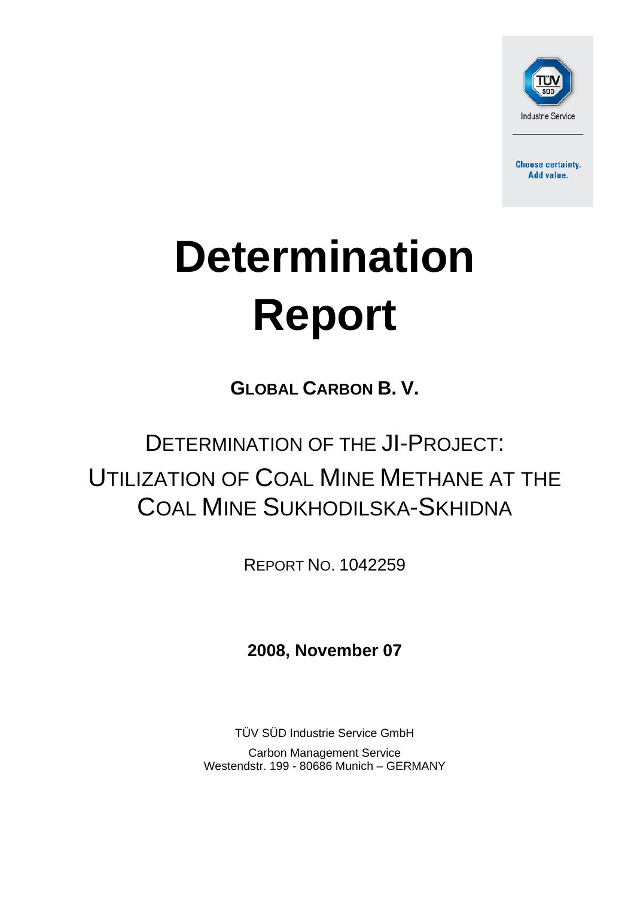TÜV SÜD

Industrie Service

Choose certainty.
Add value.

# Determination Report

**GLOBAL CARBON B. V.**

DETERMINATION OF THE JI-PROJECT:
UTILIZATION OF COAL MINE METHANE AT THE COAL MINE SUKHODILSKA-SKHIDNA

REPORT NO. 1042259

**2008, November 07**

TÜV SÜD Industrie Service GmbH

Carbon Management Service
Westendstr. 199 - 80686 Munich – GERMANY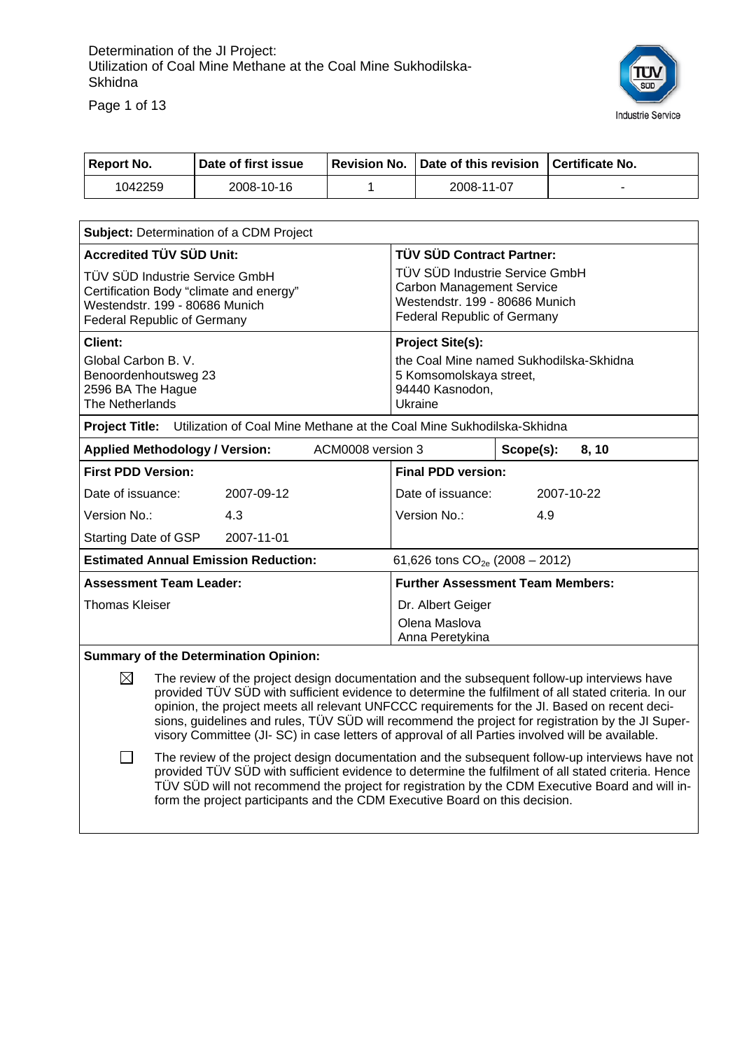| Report No. | Date of first issue | Revision No. | Date of this revision | Certificate No. |
|---|---|---|---|---|
| 1042259 | 2008-10-16 | 1 | 2008-11-07 | - |

| **Subject:** Determination of a CDM Project | | | |
|---|---|---|---|
| **Accredited TÜV SÜD Unit:**<br>TÜV SÜD Industrie Service GmbH<br>Certification Body "climate and energy"<br>Westendstr. 199 - 80686 Munich<br>Federal Republic of Germany | | **TÜV SÜD Contract Partner:**<br>TÜV SÜD Industrie Service GmbH<br>Carbon Management Service<br>Westendstr. 199 - 80686 Munich<br>Federal Republic of Germany | |
| **Client:**<br>Global Carbon B. V.<br>Benoordenhoutsweg 23<br>2596 BA The Hague<br>The Netherlands | | **Project Site(s):**<br>the Coal Mine named Sukhodilska-Skhidna<br>5 Komsomolskaya street,<br>94440 Kasnodon,<br>Ukraine | |
| **Project Title:** Utilization of Coal Mine Methane at the Coal Mine Sukhodilska-Skhidna | | | |
| **Applied Methodology / Version:** | ACM0008 version 3 | **Scope(s):** | **8, 10** |
| **First PDD Version:**<br>Date of issuance: 2007-09-12<br>Version No.: 4.3<br>Starting Date of GSP 2007-11-01 | | **Final PDD version:**<br>Date of issuance: 2007-10-22<br>Version No.: 4.9 | |
| **Estimated Annual Emission Reduction:** | | 61,626 tons $CO_{2e}$ (2008 – 2012) | |
| **Assessment Team Leader:**<br>Thomas Kleiser | | **Further Assessment Team Members:**<br>Dr. Albert Geiger<br>Olena Maslova<br>Anna Peretykina | |

**Summary of the Determination Opinion:**

☒ The review of the project design documentation and the subsequent follow-up interviews have provided TÜV SÜD with sufficient evidence to determine the fulfilment of all stated criteria. In our opinion, the project meets all relevant UNFCCC requirements for the JI. Based on recent decisions, guidelines and rules, TÜV SÜD will recommend the project for registration by the JI Supervisory Committee (JI- SC) in case letters of approval of all Parties involved will be available.

☐ The review of the project design documentation and the subsequent follow-up interviews have not provided TÜV SÜD with sufficient evidence to determine the fulfilment of all stated criteria. Hence TÜV SÜD will not recommend the project for registration by the CDM Executive Board and will inform the project participants and the CDM Executive Board on this decision.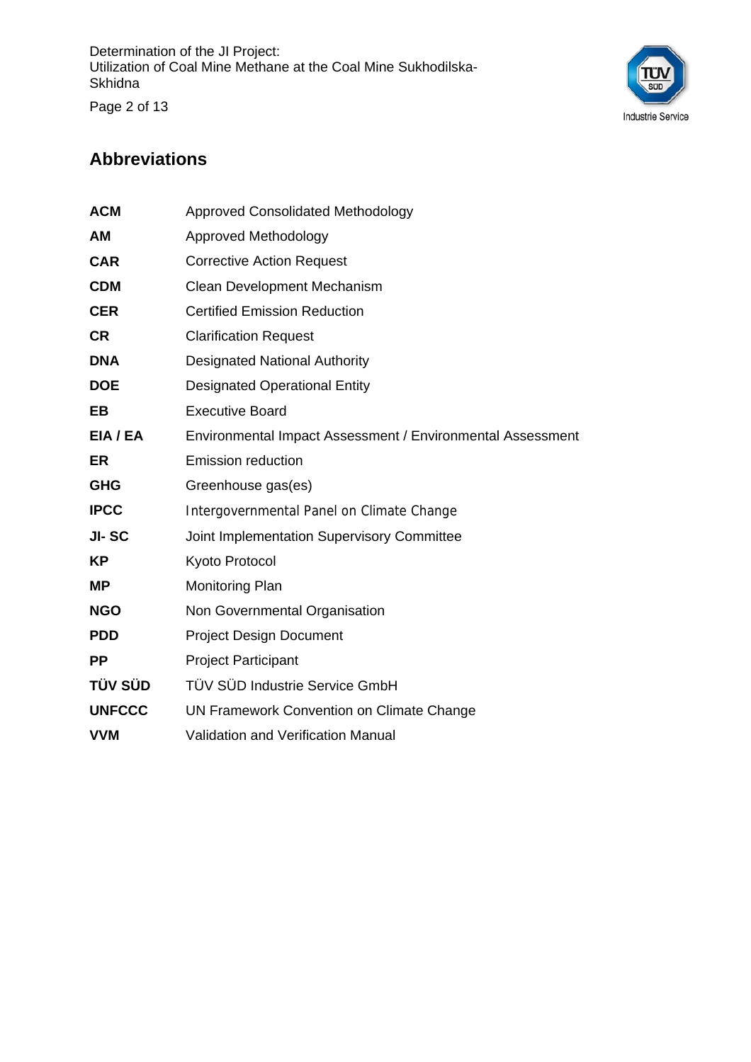## Abbreviations

| | |
|---|---|
| **ACM** | Approved Consolidated Methodology |
| **AM** | Approved Methodology |
| **CAR** | Corrective Action Request |
| **CDM** | Clean Development Mechanism |
| **CER** | Certified Emission Reduction |
| **CR** | Clarification Request |
| **DNA** | Designated National Authority |
| **DOE** | Designated Operational Entity |
| **EB** | Executive Board |
| **EIA / EA** | Environmental Impact Assessment / Environmental Assessment |
| **ER** | Emission reduction |
| **GHG** | Greenhouse gas(es) |
| **IPCC** | Intergovernmental Panel on Climate Change |
| **JI- SC** | Joint Implementation Supervisory Committee |
| **KP** | Kyoto Protocol |
| **MP** | Monitoring Plan |
| **NGO** | Non Governmental Organisation |
| **PDD** | Project Design Document |
| **PP** | Project Participant |
| **TÜV SÜD** | TÜV SÜD Industrie Service GmbH |
| **UNFCCC** | UN Framework Convention on Climate Change |
| **VVM** | Validation and Verification Manual |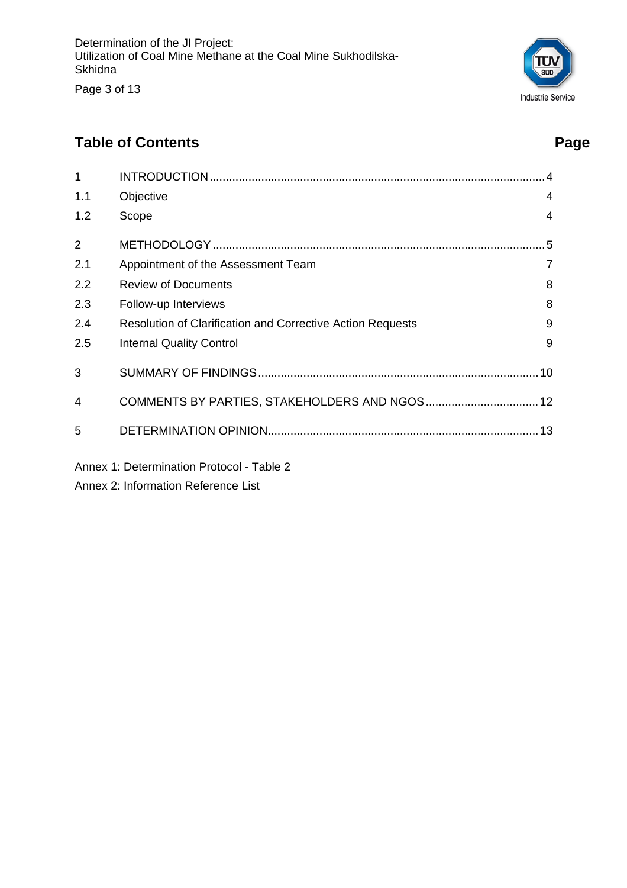## Table of Contents

| | | Page |
|---|---|---|
| 1 | INTRODUCTION | 4 |
| 1.1 | Objective | 4 |
| 1.2 | Scope | 4 |
| 2 | METHODOLOGY | 5 |
| 2.1 | Appointment of the Assessment Team | 7 |
| 2.2 | Review of Documents | 8 |
| 2.3 | Follow-up Interviews | 8 |
| 2.4 | Resolution of Clarification and Corrective Action Requests | 9 |
| 2.5 | Internal Quality Control | 9 |
| 3 | SUMMARY OF FINDINGS | 10 |
| 4 | COMMENTS BY PARTIES, STAKEHOLDERS AND NGOS | 12 |
| 5 | DETERMINATION OPINION | 13 |

Annex 1: Determination Protocol - Table 2

Annex 2: Information Reference List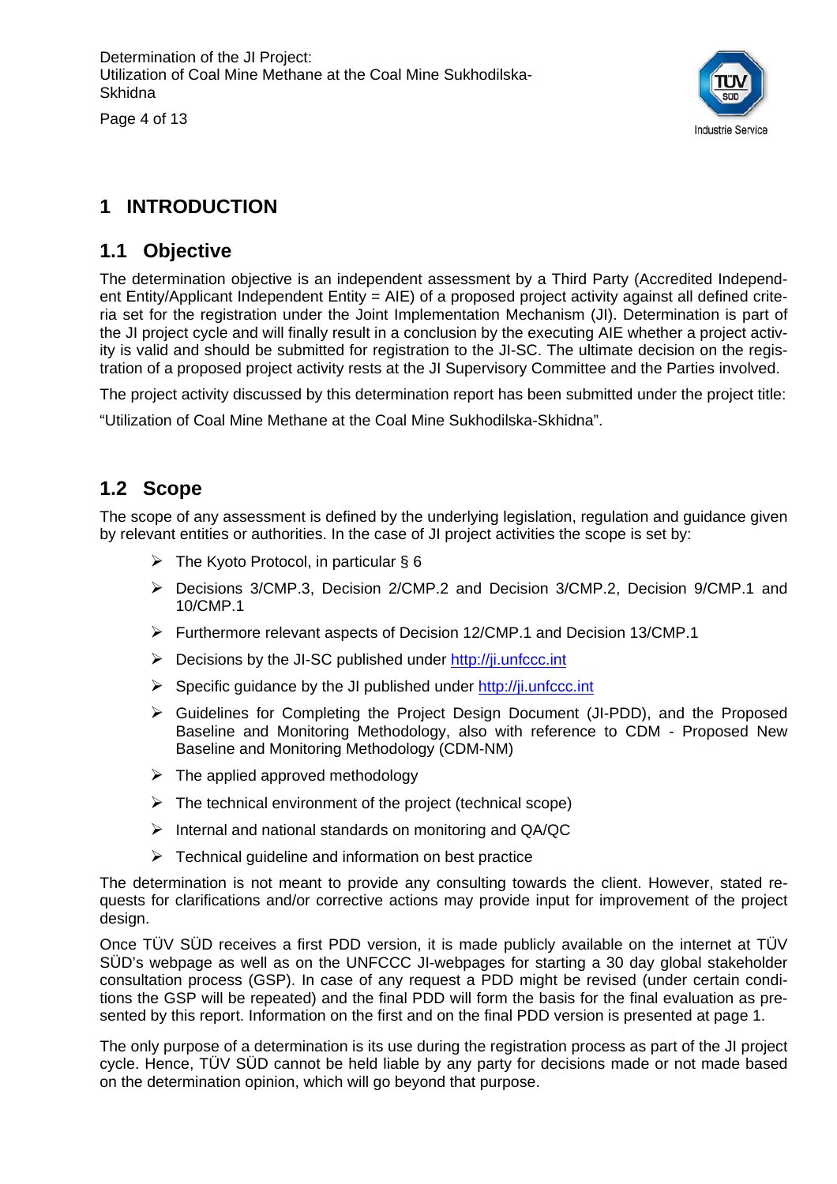# 1 INTRODUCTION

## 1.1 Objective

The determination objective is an independent assessment by a Third Party (Accredited Independent Entity/Applicant Independent Entity = AIE) of a proposed project activity against all defined criteria set for the registration under the Joint Implementation Mechanism (JI). Determination is part of the JI project cycle and will finally result in a conclusion by the executing AIE whether a project activity is valid and should be submitted for registration to the JI-SC. The ultimate decision on the registration of a proposed project activity rests at the JI Supervisory Committee and the Parties involved.

The project activity discussed by this determination report has been submitted under the project title:

“Utilization of Coal Mine Methane at the Coal Mine Sukhodilska-Skhidna”.

## 1.2 Scope

The scope of any assessment is defined by the underlying legislation, regulation and guidance given by relevant entities or authorities. In the case of JI project activities the scope is set by:

- The Kyoto Protocol, in particular § 6
- Decisions 3/CMP.3, Decision 2/CMP.2 and Decision 3/CMP.2, Decision 9/CMP.1 and 10/CMP.1
- Furthermore relevant aspects of Decision 12/CMP.1 and Decision 13/CMP.1
- Decisions by the JI-SC published under http://ji.unfccc.int
- Specific guidance by the JI published under http://ji.unfccc.int
- Guidelines for Completing the Project Design Document (JI-PDD), and the Proposed Baseline and Monitoring Methodology, also with reference to CDM - Proposed New Baseline and Monitoring Methodology (CDM-NM)
- The applied approved methodology
- The technical environment of the project (technical scope)
- Internal and national standards on monitoring and QA/QC
- Technical guideline and information on best practice

The determination is not meant to provide any consulting towards the client. However, stated requests for clarifications and/or corrective actions may provide input for improvement of the project design.

Once TÜV SÜD receives a first PDD version, it is made publicly available on the internet at TÜV SÜD’s webpage as well as on the UNFCCC JI-webpages for starting a 30 day global stakeholder consultation process (GSP). In case of any request a PDD might be revised (under certain conditions the GSP will be repeated) and the final PDD will form the basis for the final evaluation as presented by this report. Information on the first and on the final PDD version is presented at page 1.

The only purpose of a determination is its use during the registration process as part of the JI project cycle. Hence, TÜV SÜD cannot be held liable by any party for decisions made or not made based on the determination opinion, which will go beyond that purpose.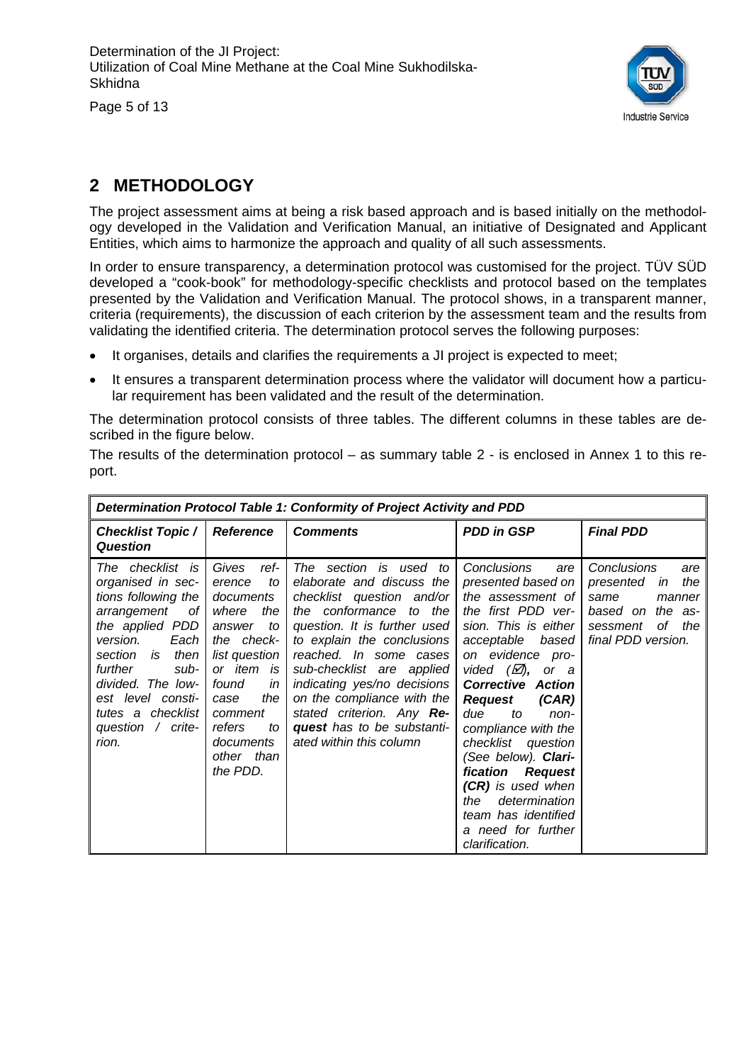## 2 METHODOLOGY

The project assessment aims at being a risk based approach and is based initially on the methodology developed in the Validation and Verification Manual, an initiative of Designated and Applicant Entities, which aims to harmonize the approach and quality of all such assessments.

In order to ensure transparency, a determination protocol was customised for the project. TÜV SÜD developed a "cook-book" for methodology-specific checklists and protocol based on the templates presented by the Validation and Verification Manual. The protocol shows, in a transparent manner, criteria (requirements), the discussion of each criterion by the assessment team and the results from validating the identified criteria. The determination protocol serves the following purposes:

- It organises, details and clarifies the requirements a JI project is expected to meet;
- It ensures a transparent determination process where the validator will document how a particular requirement has been validated and the result of the determination.

The determination protocol consists of three tables. The different columns in these tables are described in the figure below.

The results of the determination protocol – as summary table 2 - is enclosed in Annex 1 to this report.

| ***Determination Protocol Table 1: Conformity of Project Activity and PDD*** | | | | |
|---|---|---|---|---|
| ***Checklist Topic / Question*** | ***Reference*** | ***Comments*** | ***PDD in GSP*** | ***Final PDD*** |
| *The checklist is organised in sections following the arrangement of the applied PDD version. Each section is then further sub-divided. The lowest level constitutes a checklist question / criterion.* | *Gives reference to documents where the answer to the checklist question or item is found in case the comment refers to documents other than the PDD.* | *The section is used to elaborate and discuss the checklist question and/or the conformance to the question. It is further used to explain the conclusions reached. In some cases sub-checklist are applied indicating yes/no decisions on the compliance with the stated criterion. Any **Request** has to be substantiated within this column* | *Conclusions are presented based on the assessment of the first PDD version. This is either acceptable based on evidence provided (☑), or a **Corrective Action Request (CAR)** due to non-compliance with the checklist question (See below). **Clarification Request (CR)** is used when the determination team has identified a need for further clarification.* | *Conclusions are presented in the same manner based on the assessment of the final PDD version.* |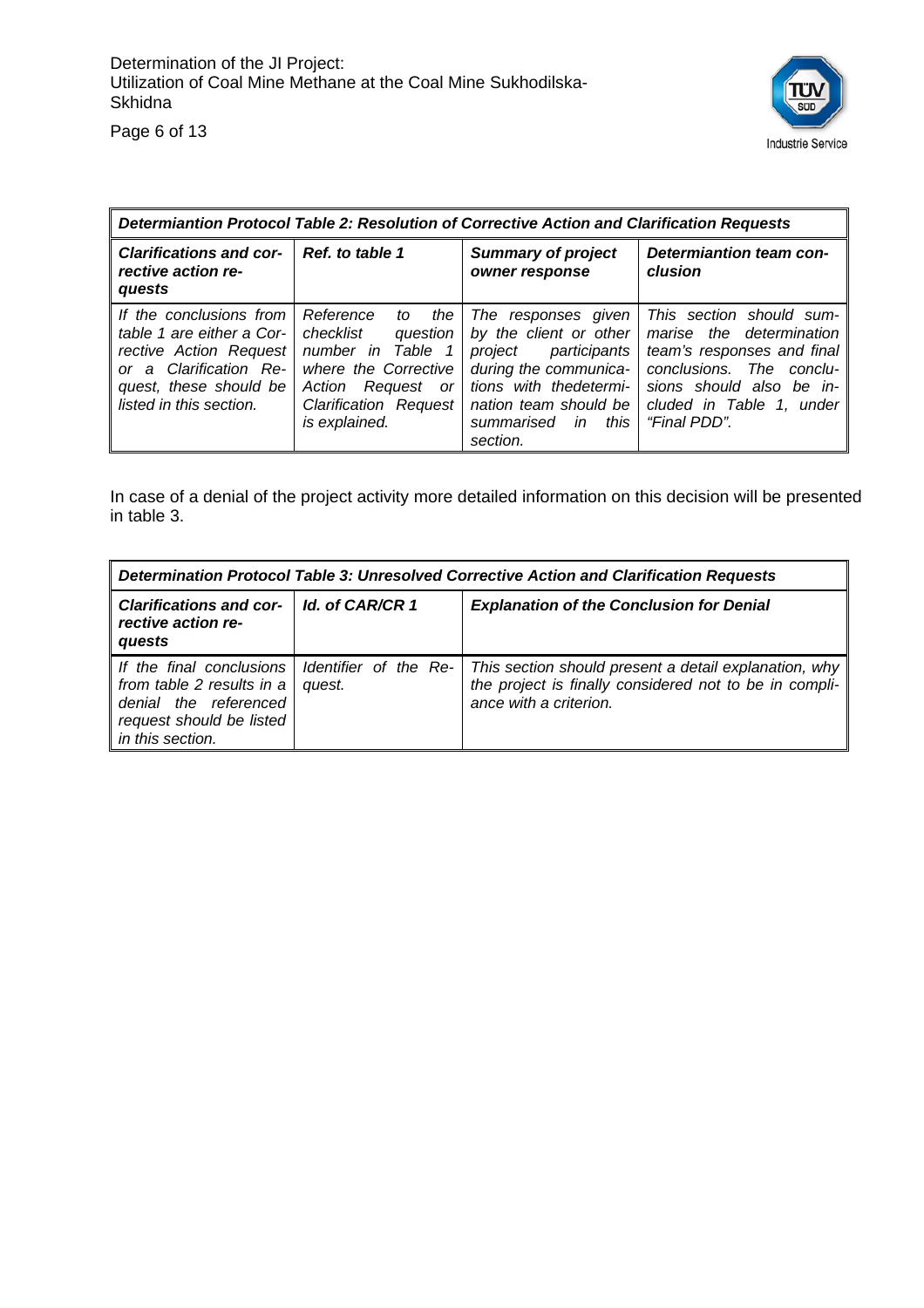| ***Determiantion Protocol Table 2: Resolution of Corrective Action and Clarification Requests*** | | | |
|---|---|---|---|
| ***Clarifications and corrective action requests*** | ***Ref. to table 1*** | ***Summary of project owner response*** | ***Determiantion team conclusion*** |
| *If the conclusions from table 1 are either a Corrective Action Request or a Clarification Request, these should be listed in this section.* | *Reference to the checklist question number in Table 1 where the Corrective Action Request or Clarification Request is explained.* | *The responses given by the client or other project participants during the communications with thedetermination team should be summarised in this section.* | *This section should summarise the determination team's responses and final conclusions. The conclusions should also be included in Table 1, under "Final PDD".* |

In case of a denial of the project activity more detailed information on this decision will be presented in table 3.

| ***Determination Protocol Table 3: Unresolved Corrective Action and Clarification Requests*** | | |
|---|---|---|
| ***Clarifications and corrective action requests*** | ***Id. of CAR/CR 1*** | ***Explanation of the Conclusion for Denial*** |
| *If the final conclusions from table 2 results in a denial the referenced request should be listed in this section.* | *Identifier of the Request.* | *This section should present a detail explanation, why the project is finally considered not to be in compliance with a criterion.* |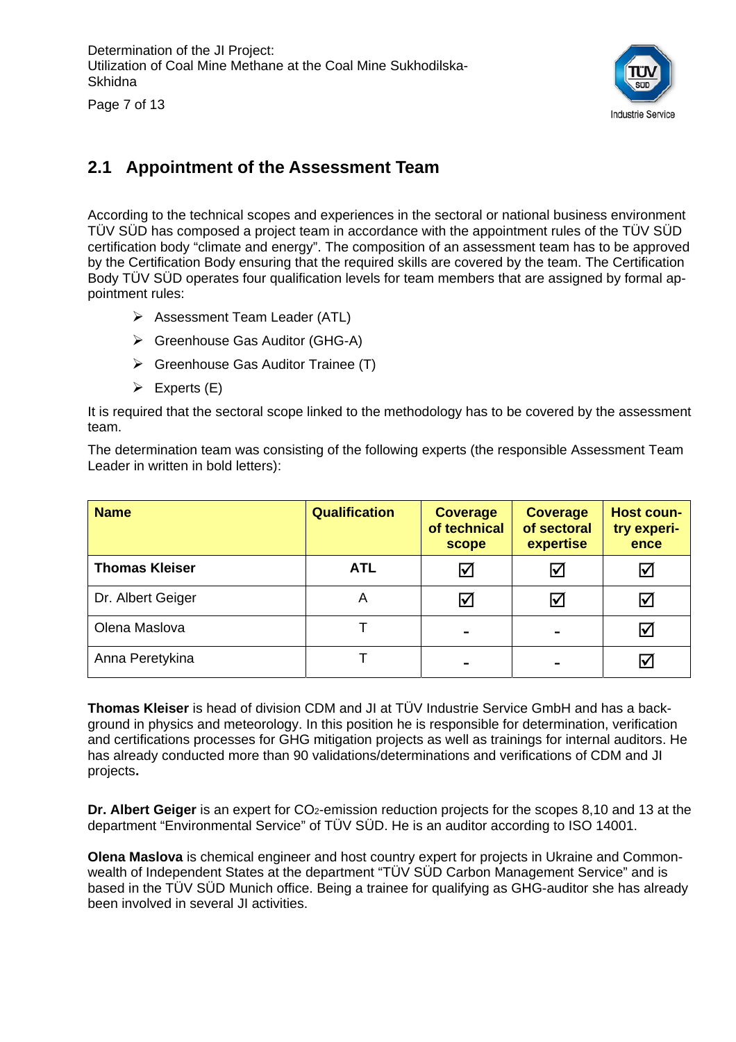## 2.1 Appointment of the Assessment Team

According to the technical scopes and experiences in the sectoral or national business environment TÜV SÜD has composed a project team in accordance with the appointment rules of the TÜV SÜD certification body “climate and energy”. The composition of an assessment team has to be approved by the Certification Body ensuring that the required skills are covered by the team. The Certification Body TÜV SÜD operates four qualification levels for team members that are assigned by formal appointment rules:

- Assessment Team Leader (ATL)
- Greenhouse Gas Auditor (GHG-A)
- Greenhouse Gas Auditor Trainee (T)
- Experts (E)

It is required that the sectoral scope linked to the methodology has to be covered by the assessment team.

The determination team was consisting of the following experts (the responsible Assessment Team Leader in written in bold letters):

| Name | Qualification | Coverage of technical scope | Coverage of sectoral expertise | Host country experience |
|---|---|---|---|---|
| **Thomas Kleiser** | **ATL** | ☑ | ☑ | ☑ |
| Dr. Albert Geiger | A | ☑ | ☑ | ☑ |
| Olena Maslova | T | - | - | ☑ |
| Anna Peretykina | T | - | - | ☑ |

**Thomas Kleiser** is head of division CDM and JI at TÜV Industrie Service GmbH and has a background in physics and meteorology. In this position he is responsible for determination, verification and certifications processes for GHG mitigation projects as well as trainings for internal auditors. He has already conducted more than 90 validations/determinations and verifications of CDM and JI projects**.**

**Dr. Albert Geiger** is an expert for $CO_2$-emission reduction projects for the scopes 8,10 and 13 at the department “Environmental Service” of TÜV SÜD. He is an auditor according to ISO 14001.

**Olena Maslova** is chemical engineer and host country expert for projects in Ukraine and Commonwealth of Independent States at the department “TÜV SÜD Carbon Management Service” and is based in the TÜV SÜD Munich office. Being a trainee for qualifying as GHG-auditor she has already been involved in several JI activities.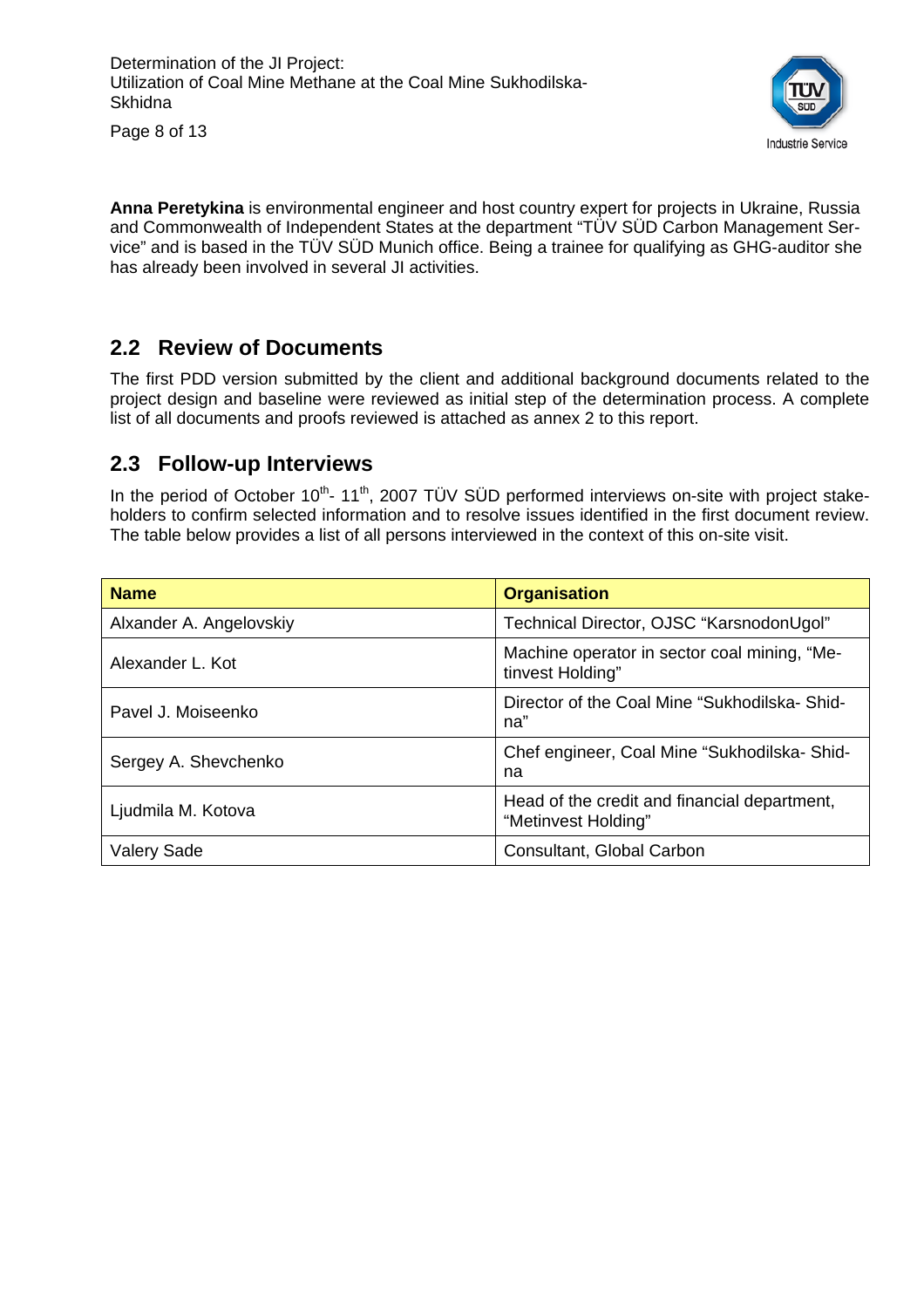**Anna Peretykina** is environmental engineer and host country expert for projects in Ukraine, Russia and Commonwealth of Independent States at the department “TÜV SÜD Carbon Management Service” and is based in the TÜV SÜD Munich office. Being a trainee for qualifying as GHG-auditor she has already been involved in several JI activities.

## 2.2 Review of Documents

The first PDD version submitted by the client and additional background documents related to the project design and baseline were reviewed as initial step of the determination process. A complete list of all documents and proofs reviewed is attached as annex 2 to this report.

## 2.3 Follow-up Interviews

In the period of October 10th- 11th, 2007 TÜV SÜD performed interviews on-site with project stakeholders to confirm selected information and to resolve issues identified in the first document review. The table below provides a list of all persons interviewed in the context of this on-site visit.

| Name | Organisation |
|---|---|
| Alxander A. Angelovskiy | Technical Director, OJSC “KarsnodonUgol” |
| Alexander L. Kot | Machine operator in sector coal mining, “Metinvest Holding” |
| Pavel J. Moiseenko | Director of the Coal Mine “Sukhodilska- Shidna” |
| Sergey A. Shevchenko | Chef engineer, Coal Mine “Sukhodilska- Shidna |
| Ljudmila M. Kotova | Head of the credit and financial department, “Metinvest Holding” |
| Valery Sade | Consultant, Global Carbon |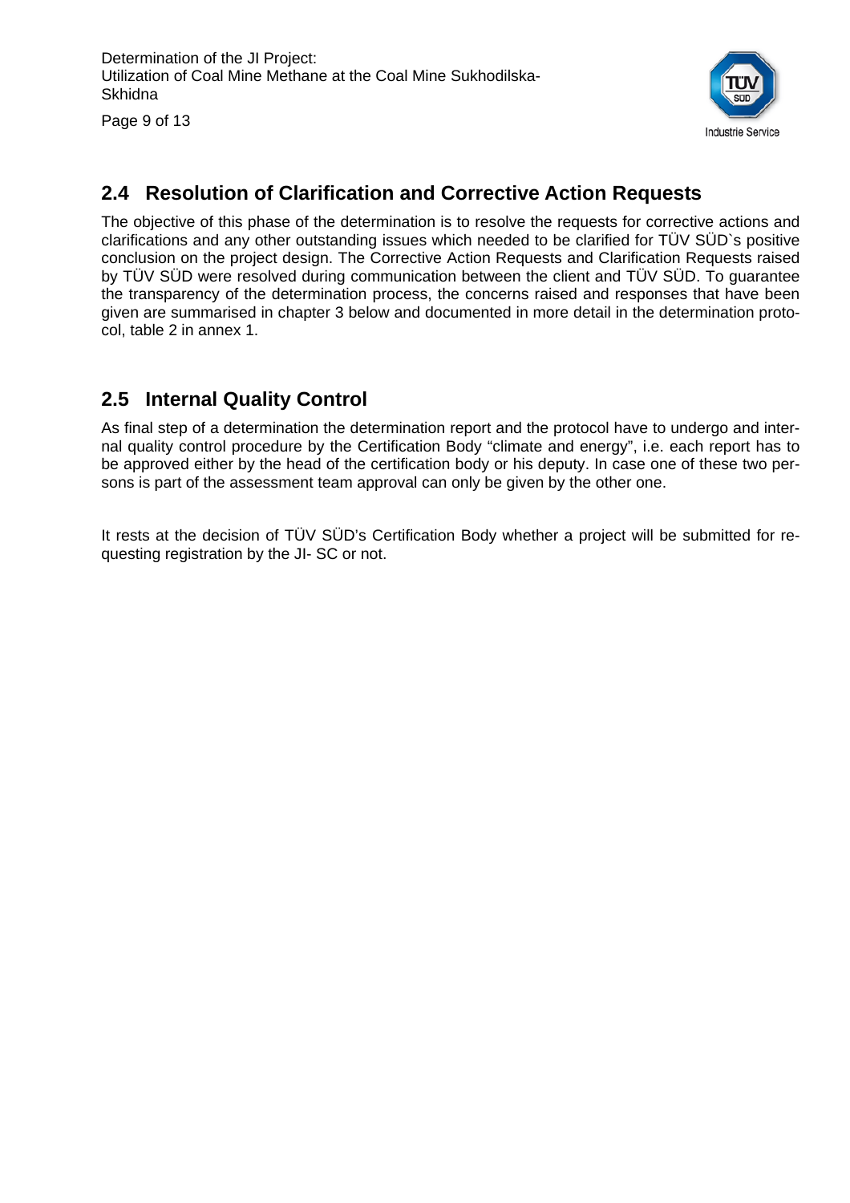## 2.4 Resolution of Clarification and Corrective Action Requests

The objective of this phase of the determination is to resolve the requests for corrective actions and clarifications and any other outstanding issues which needed to be clarified for TÜV SÜD`s positive conclusion on the project design. The Corrective Action Requests and Clarification Requests raised by TÜV SÜD were resolved during communication between the client and TÜV SÜD. To guarantee the transparency of the determination process, the concerns raised and responses that have been given are summarised in chapter 3 below and documented in more detail in the determination protocol, table 2 in annex 1.

## 2.5 Internal Quality Control

As final step of a determination the determination report and the protocol have to undergo and internal quality control procedure by the Certification Body "climate and energy", i.e. each report has to be approved either by the head of the certification body or his deputy. In case one of these two persons is part of the assessment team approval can only be given by the other one.

It rests at the decision of TÜV SÜD's Certification Body whether a project will be submitted for requesting registration by the JI- SC or not.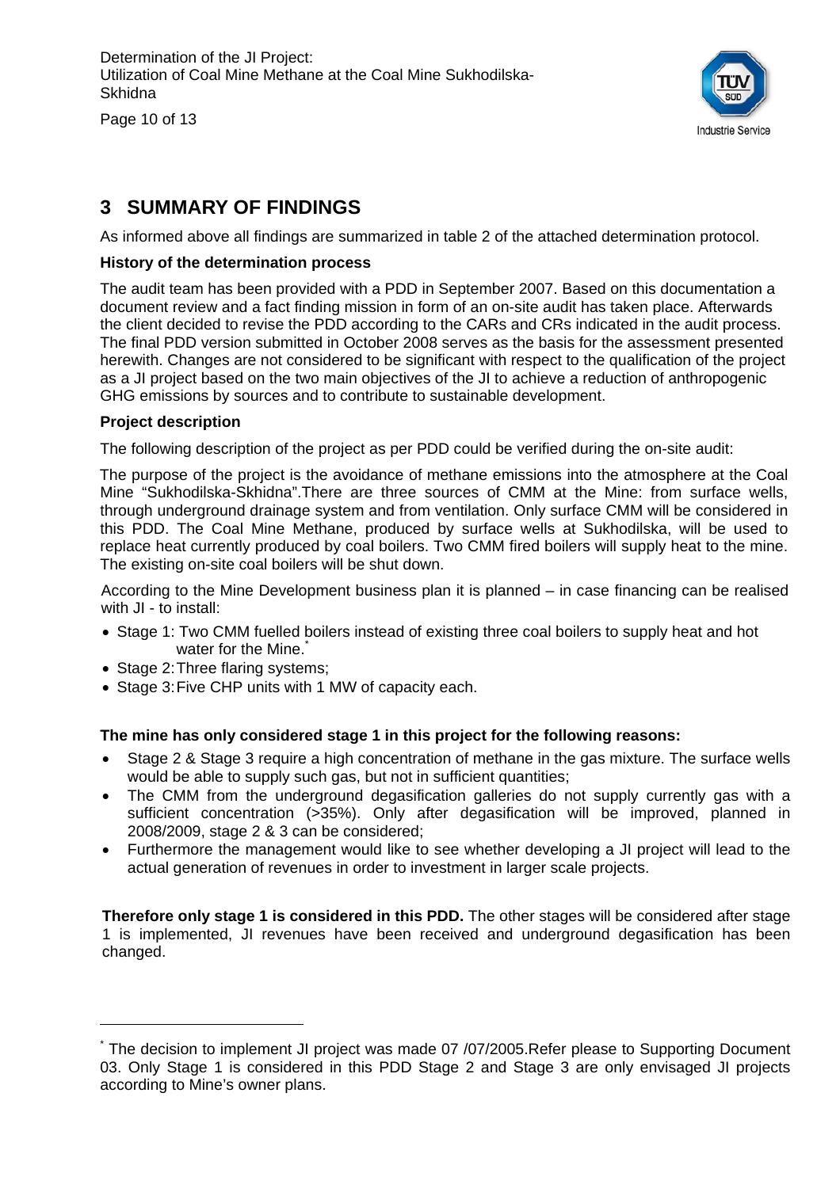# 3 SUMMARY OF FINDINGS

As informed above all findings are summarized in table 2 of the attached determination protocol.

**History of the determination process**

The audit team has been provided with a PDD in September 2007. Based on this documentation a document review and a fact finding mission in form of an on-site audit has taken place. Afterwards the client decided to revise the PDD according to the CARs and CRs indicated in the audit process. The final PDD version submitted in October 2008 serves as the basis for the assessment presented herewith. Changes are not considered to be significant with respect to the qualification of the project as a JI project based on the two main objectives of the JI to achieve a reduction of anthropogenic GHG emissions by sources and to contribute to sustainable development.

**Project description**

The following description of the project as per PDD could be verified during the on-site audit:

The purpose of the project is the avoidance of methane emissions into the atmosphere at the Coal Mine "Sukhodilska-Skhidna".There are three sources of CMM at the Mine: from surface wells, through underground drainage system and from ventilation. Only surface CMM will be considered in this PDD. The Coal Mine Methane, produced by surface wells at Sukhodilska, will be used to replace heat currently produced by coal boilers. Two CMM fired boilers will supply heat to the mine. The existing on-site coal boilers will be shut down.

According to the Mine Development business plan it is planned – in case financing can be realised with JI - to install:

- Stage 1: Two CMM fuelled boilers instead of existing three coal boilers to supply heat and hot water for the Mine.*
- Stage 2: Three flaring systems;
- Stage 3: Five CHP units with 1 MW of capacity each.

**The mine has only considered stage 1 in this project for the following reasons:**

- Stage 2 & Stage 3 require a high concentration of methane in the gas mixture. The surface wells would be able to supply such gas, but not in sufficient quantities;
- The CMM from the underground degasification galleries do not supply currently gas with a sufficient concentration (>35%). Only after degasification will be improved, planned in 2008/2009, stage 2 & 3 can be considered;
- Furthermore the management would like to see whether developing a JI project will lead to the actual generation of revenues in order to investment in larger scale projects.

**Therefore only stage 1 is considered in this PDD.** The other stages will be considered after stage 1 is implemented, JI revenues have been received and underground degasification has been changed.

---

* The decision to implement JI project was made 07 /07/2005.Refer please to Supporting Document 03. Only Stage 1 is considered in this PDD Stage 2 and Stage 3 are only envisaged JI projects according to Mine's owner plans.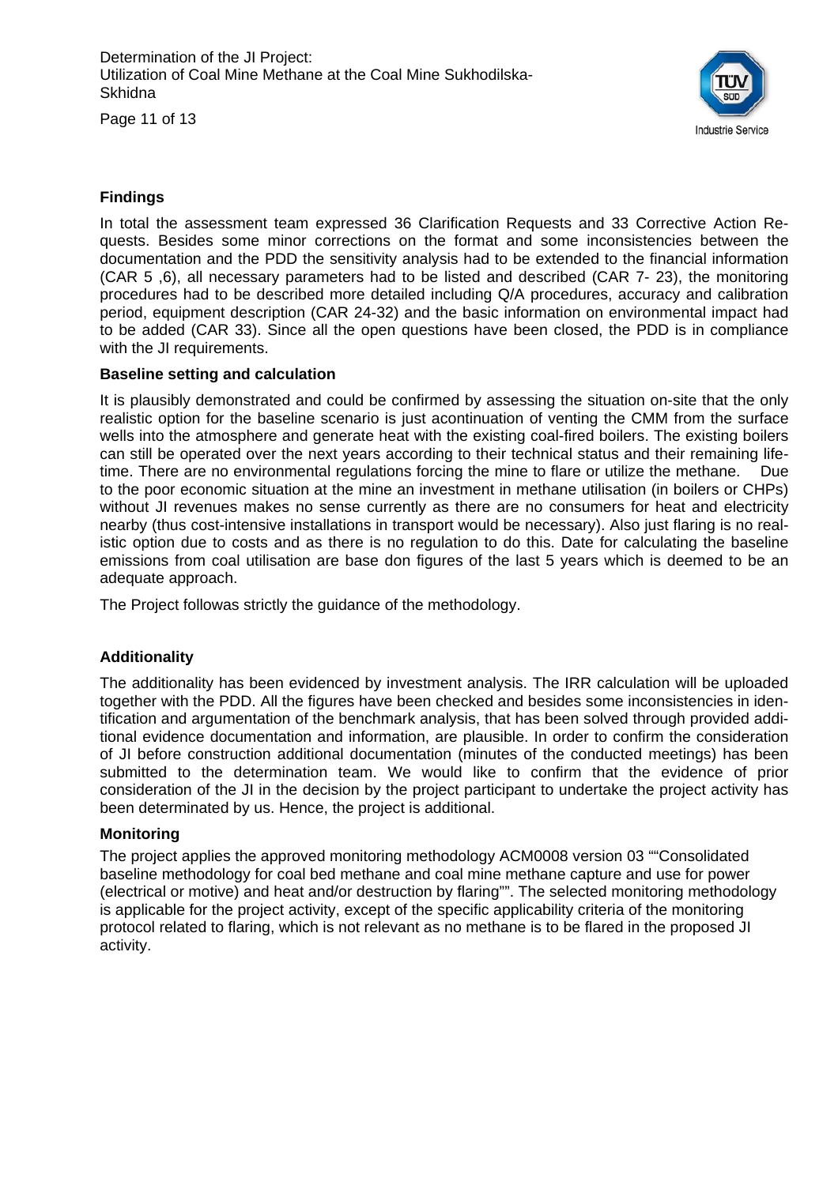## Findings

In total the assessment team expressed 36 Clarification Requests and 33 Corrective Action Requests. Besides some minor corrections on the format and some inconsistencies between the documentation and the PDD the sensitivity analysis had to be extended to the financial information (CAR 5 ,6), all necessary parameters had to be listed and described (CAR 7- 23), the monitoring procedures had to be described more detailed including Q/A procedures, accuracy and calibration period, equipment description (CAR 24-32) and the basic information on environmental impact had to be added (CAR 33). Since all the open questions have been closed, the PDD is in compliance with the JI requirements.

## Baseline setting and calculation

It is plausibly demonstrated and could be confirmed by assessing the situation on-site that the only realistic option for the baseline scenario is just acontinuation of venting the CMM from the surface wells into the atmosphere and generate heat with the existing coal-fired boilers. The existing boilers can still be operated over the next years according to their technical status and their remaining lifetime. There are no environmental regulations forcing the mine to flare or utilize the methane. Due to the poor economic situation at the mine an investment in methane utilisation (in boilers or CHPs) without JI revenues makes no sense currently as there are no consumers for heat and electricity nearby (thus cost-intensive installations in transport would be necessary). Also just flaring is no realistic option due to costs and as there is no regulation to do this. Date for calculating the baseline emissions from coal utilisation are base don figures of the last 5 years which is deemed to be an adequate approach.

The Project followas strictly the guidance of the methodology.

## Additionality

The additionality has been evidenced by investment analysis. The IRR calculation will be uploaded together with the PDD. All the figures have been checked and besides some inconsistencies in identification and argumentation of the benchmark analysis, that has been solved through provided additional evidence documentation and information, are plausible. In order to confirm the consideration of JI before construction additional documentation (minutes of the conducted meetings) has been submitted to the determination team. We would like to confirm that the evidence of prior consideration of the JI in the decision by the project participant to undertake the project activity has been determinated by us. Hence, the project is additional.

## Monitoring

The project applies the approved monitoring methodology ACM0008 version 03 ""Consolidated baseline methodology for coal bed methane and coal mine methane capture and use for power (electrical or motive) and heat and/or destruction by flaring"". The selected monitoring methodology is applicable for the project activity, except of the specific applicability criteria of the monitoring protocol related to flaring, which is not relevant as no methane is to be flared in the proposed JI activity.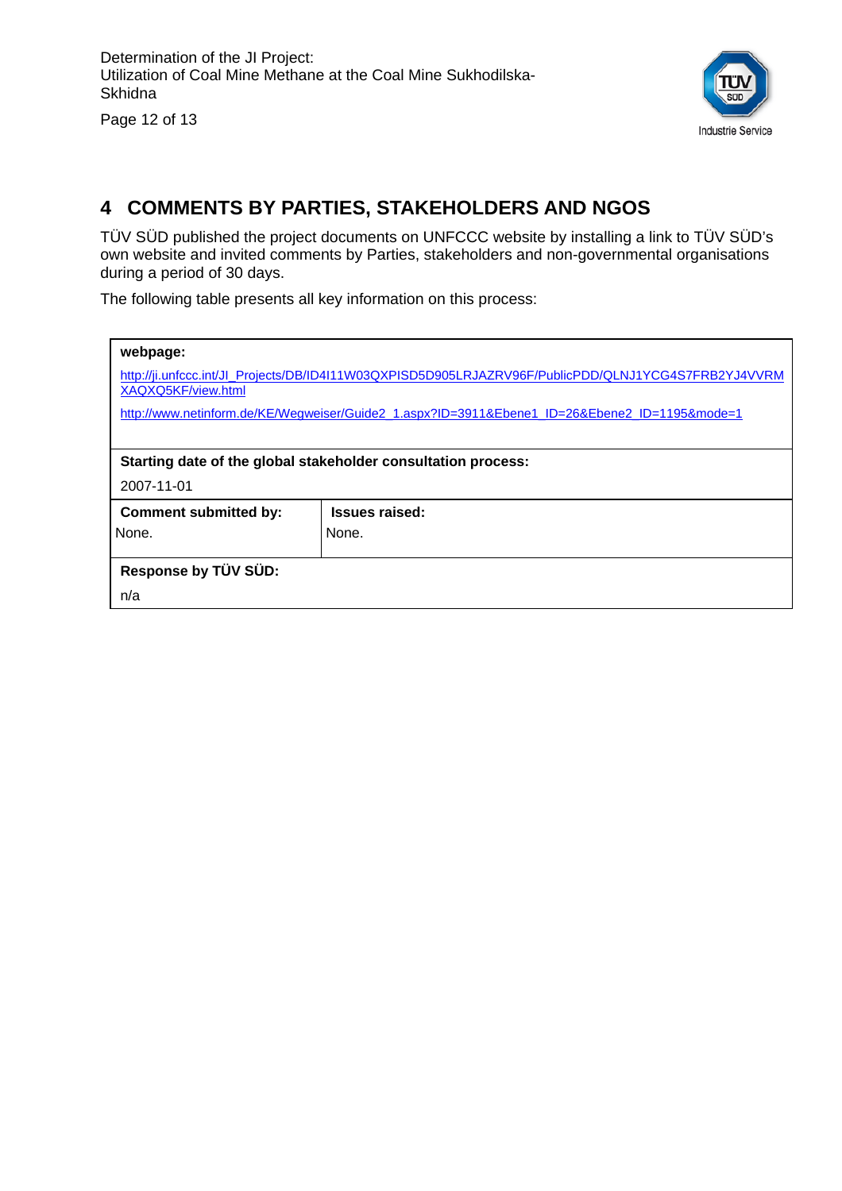## 4 COMMENTS BY PARTIES, STAKEHOLDERS AND NGOS

TÜV SÜD published the project documents on UNFCCC website by installing a link to TÜV SÜD's own website and invited comments by Parties, stakeholders and non-governmental organisations during a period of 30 days.

The following table presents all key information on this process:

| **webpage:** | |
|---|---|
| http://ji.unfccc.int/JI_Projects/DB/ID4I11W03QXPISD5D905LRJAZRV96F/PublicPDD/QLNJ1YCG4S7FRB2YJ4VVRMXAQXQ5KF/view.html<br>http://www.netinform.de/KE/Wegweiser/Guide2_1.aspx?ID=3911&Ebene1_ID=26&Ebene2_ID=1195&mode=1 | |
| **Starting date of the global stakeholder consultation process:**<br>2007-11-01 | |
| **Comment submitted by:**<br>None. | **Issues raised:**<br>None. |
| **Response by TÜV SÜD:**<br>n/a | |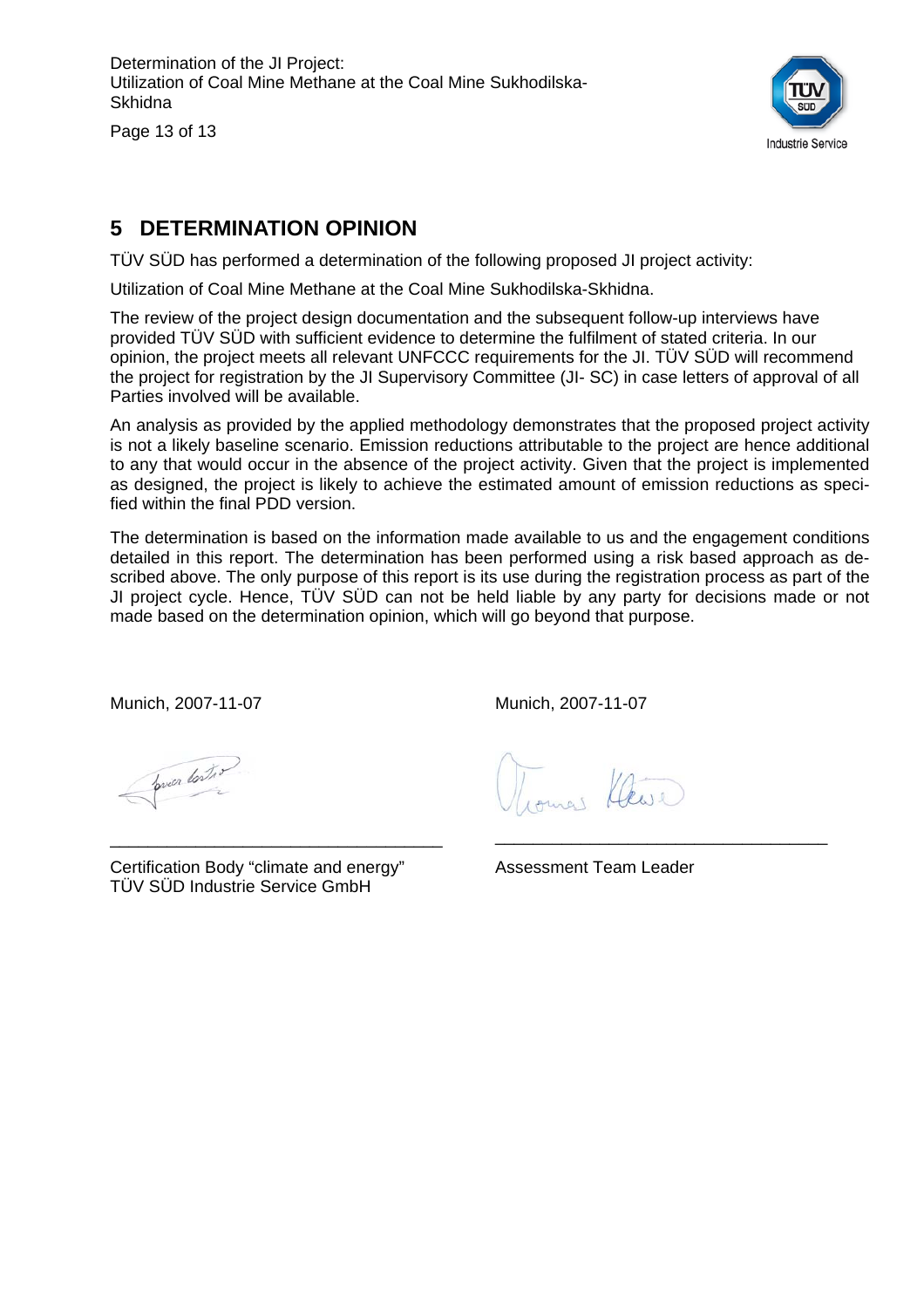## 5 DETERMINATION OPINION

TÜV SÜD has performed a determination of the following proposed JI project activity:

Utilization of Coal Mine Methane at the Coal Mine Sukhodilska-Skhidna.

The review of the project design documentation and the subsequent follow-up interviews have provided TÜV SÜD with sufficient evidence to determine the fulfilment of stated criteria. In our opinion, the project meets all relevant UNFCCC requirements for the JI. TÜV SÜD will recommend the project for registration by the JI Supervisory Committee (JI- SC) in case letters of approval of all Parties involved will be available.

An analysis as provided by the applied methodology demonstrates that the proposed project activity is not a likely baseline scenario. Emission reductions attributable to the project are hence additional to any that would occur in the absence of the project activity. Given that the project is implemented as designed, the project is likely to achieve the estimated amount of emission reductions as specified within the final PDD version.

The determination is based on the information made available to us and the engagement conditions detailed in this report. The determination has been performed using a risk based approach as described above. The only purpose of this report is its use during the registration process as part of the JI project cycle. Hence, TÜV SÜD can not be held liable by any party for decisions made or not made based on the determination opinion, which will go beyond that purpose.

Munich, 2007-11-07

Certification Body "climate and energy"
TÜV SÜD Industrie Service GmbH

Munich, 2007-11-07

Assessment Team Leader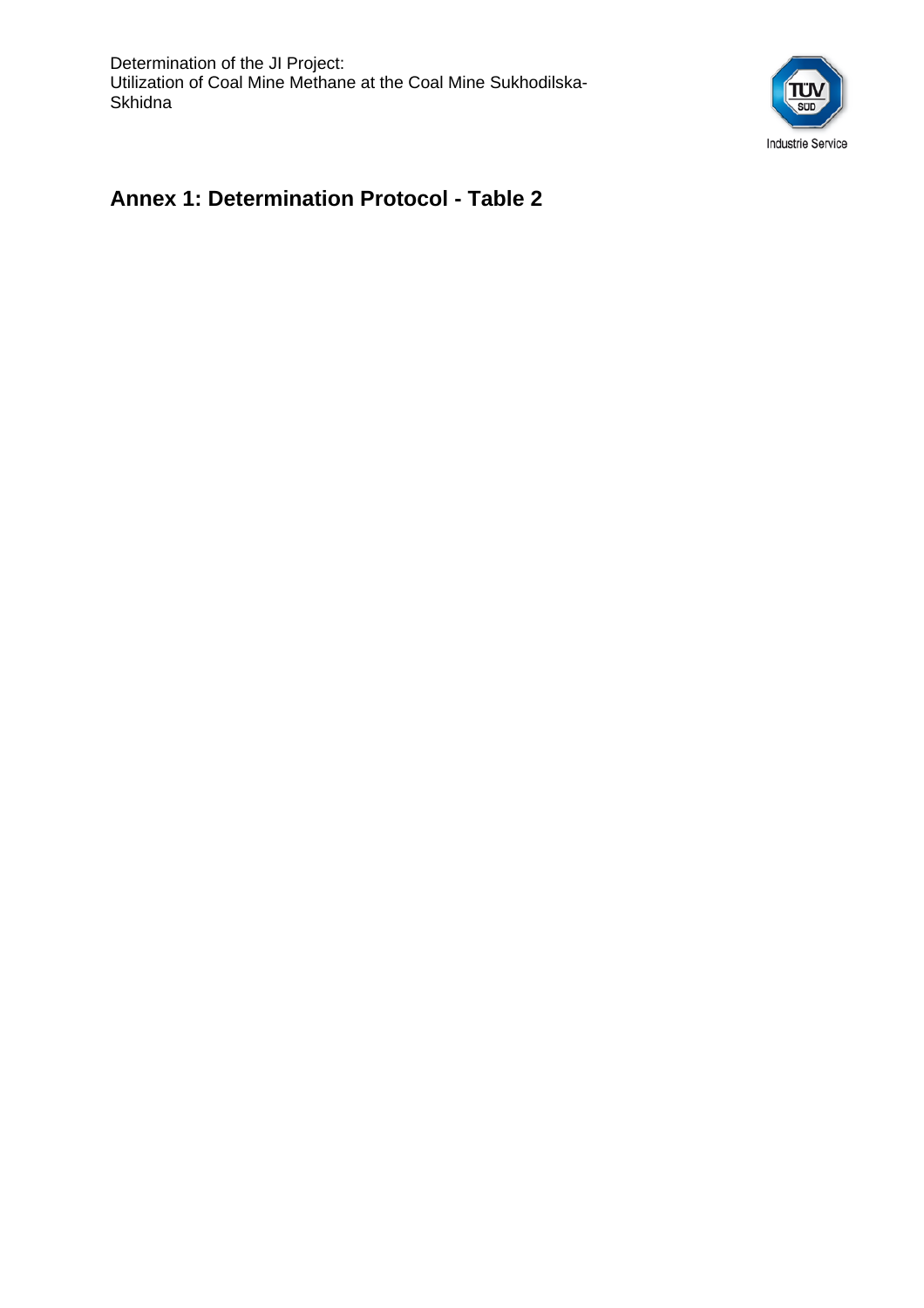## Annex 1: Determination Protocol - Table 2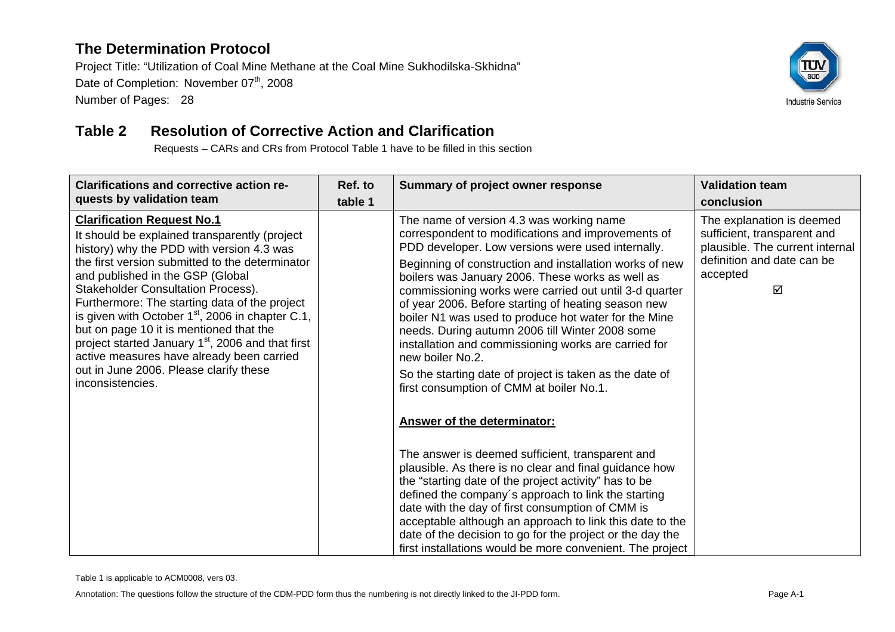## The Determination Protocol

Project Title: "Utilization of Coal Mine Methane at the Coal Mine Sukhodilska-Skhidna"
Date of Completion: November 07th, 2008
Number of Pages: 28

## Table 2 Resolution of Corrective Action and Clarification

Requests – CARs and CRs from Protocol Table 1 have to be filled in this section

| Clarifications and corrective action requests by validation team | Ref. to table 1 | Summary of project owner response | Validation team conclusion |
|---|---|---|---|
| **Clarification Request No.1**<br>It should be explained transparently (project history) why the PDD with version 4.3 was the first version submitted to the determinator and published in the GSP (Global Stakeholder Consultation Process).<br>Furthermore: The starting data of the project is given with October 1st, 2006 in chapter C.1, but on page 10 it is mentioned that the project started January 1st, 2006 and that first active measures have already been carried out in June 2006. Please clarify these inconsistencies. | | The name of version 4.3 was working name correspondent to modifications and improvements of PDD developer. Low versions were used internally.<br>Beginning of construction and installation works of new boilers was January 2006. These works as well as commissioning works were carried out until 3-d quarter of year 2006. Before starting of heating season new boiler N1 was used to produce hot water for the Mine needs. During autumn 2006 till Winter 2008 some installation and commissioning works are carried for new boiler No.2.<br>So the starting date of project is taken as the date of first consumption of CMM at boiler No.1.<br><br>**Answer of the determinator:**<br><br>The answer is deemed sufficient, transparent and plausible. As there is no clear and final guidance how the "starting date of the project activity" has to be defined the company´s approach to link the starting date with the day of first consumption of CMM is acceptable although an approach to link this date to the date of the decision to go for the project or the day the first installations would be more convenient. The project | The explanation is deemed sufficient, transparent and plausible. The current internal definition and date can be accepted<br>☑ |

Table 1 is applicable to ACM0008, vers 03.

Annotation: The questions follow the structure of the CDM-PDD form thus the numbering is not directly linked to the JI-PDD form.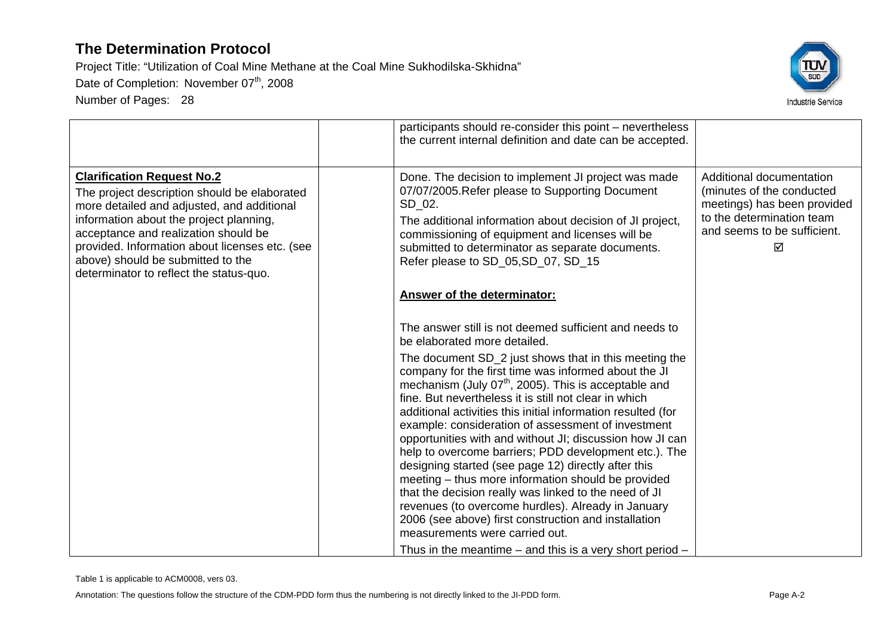| | | | |
|---|---|---|---|
| | | participants should re-consider this point – nevertheless the current internal definition and date can be accepted. | |
| **Clarification Request No.2**<br>The project description should be elaborated more detailed and adjusted, and additional information about the project planning, acceptance and realization should be provided. Information about licenses etc. (see above) should be submitted to the determinator to reflect the status-quo. | | Done. The decision to implement JI project was made 07/07/2005.Refer please to Supporting Document SD_02.<br>The additional information about decision of JI project, commissioning of equipment and licenses will be submitted to determinator as separate documents. Refer please to SD_05,SD_07, SD_15<br><br>**Answer of the determinator:**<br><br>The answer still is not deemed sufficient and needs to be elaborated more detailed.<br>The document SD_2 just shows that in this meeting the company for the first time was informed about the JI mechanism (July 07th, 2005). This is acceptable and fine. But nevertheless it is still not clear in which additional activities this initial information resulted (for example: consideration of assessment of investment opportunities with and without JI; discussion how JI can help to overcome barriers; PDD development etc.). The designing started (see page 12) directly after this meeting – thus more information should be provided that the decision really was linked to the need of JI revenues (to overcome hurdles). Already in January 2006 (see above) first construction and installation measurements were carried out.<br>Thus in the meantime – and this is a very short period – | Additional documentation (minutes of the conducted meetings) has been provided to the determination team and seems to be sufficient.<br>☑ |

Table 1 is applicable to ACM0008, vers 03.

Annotation: The questions follow the structure of the CDM-PDD form thus the numbering is not directly linked to the JI-PDD form.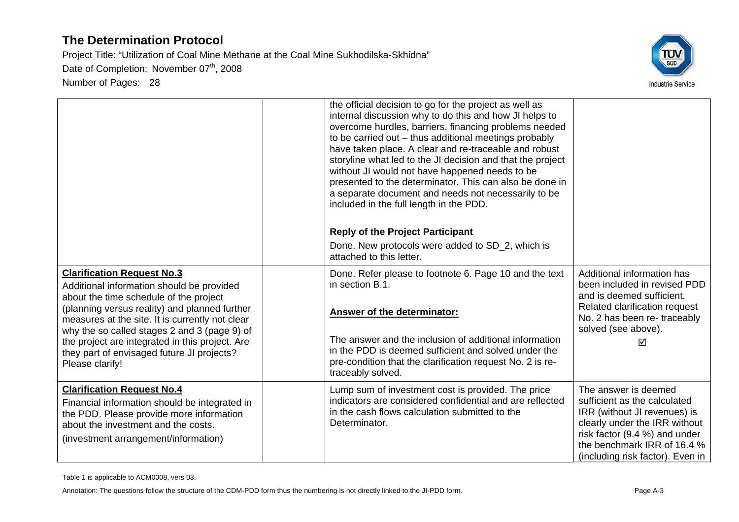| | | | |
|---|---|---|---|
| | | the official decision to go for the project as well as internal discussion why to do this and how JI helps to overcome hurdles, barriers, financing problems needed to be carried out – thus additional meetings probably have taken place. A clear and re-traceable and robust storyline what led to the JI decision and that the project without JI would not have happened needs to be presented to the determinator. This can also be done in a separate document and needs not necessarily to be included in the full length in the PDD.<br><br>**Reply of the Project Participant**<br>Done. New protocols were added to SD_2, which is attached to this letter. | |
| **Clarification Request No.3**<br>Additional information should be provided about the time schedule of the project (planning versus reality) and planned further measures at the site. It is currently not clear why the so called stages 2 and 3 (page 9) of the project are integrated in this project. Are they part of envisaged future JI projects? Please clarify! | | Done. Refer please to footnote 6. Page 10 and the text in section B.1.<br><br>**Answer of the determinator:**<br><br>The answer and the inclusion of additional information in the PDD is deemed sufficient and solved under the pre-condition that the clarification request No. 2 is re-traceably solved. | Additional information has been included in revised PDD and is deemed sufficient. Related clarification request No. 2 has been re- traceably solved (see above).<br>☑ |
| **Clarification Request No.4**<br>Financial information should be integrated in the PDD. Please provide more information about the investment and the costs.<br>(investment arrangement/information) | | Lump sum of investment cost is provided. The price indicators are considered confidential and are reflected in the cash flows calculation submitted to the Determinator. | The answer is deemed sufficient as the calculated IRR (without JI revenues) is clearly under the IRR without risk factor (9.4 %) and under the benchmark IRR of 16.4 % (including risk factor). Even in |

Table 1 is applicable to ACM0008, vers 03.

Annotation: The questions follow the structure of the CDM-PDD form thus the numbering is not directly linked to the JI-PDD form.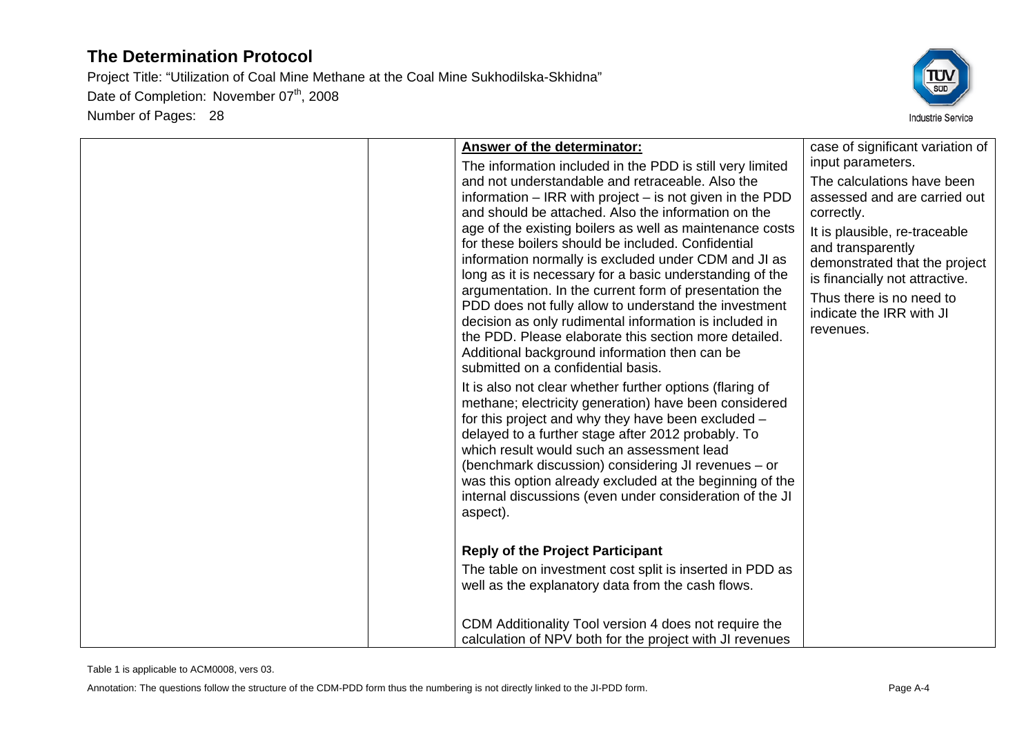| | | **Answer of the determinator:**<br>The information included in the PDD is still very limited and not understandable and retraceable. Also the information – IRR with project – is not given in the PDD and should be attached. Also the information on the age of the existing boilers as well as maintenance costs for these boilers should be included. Confidential information normally is excluded under CDM and JI as long as it is necessary for a basic understanding of the argumentation. In the current form of presentation the PDD does not fully allow to understand the investment decision as only rudimental information is included in the PDD. Please elaborate this section more detailed. Additional background information then can be submitted on a confidential basis.<br>It is also not clear whether further options (flaring of methane; electricity generation) have been considered for this project and why they have been excluded – delayed to a further stage after 2012 probably. To which result would such an assessment lead (benchmark discussion) considering JI revenues – or was this option already excluded at the beginning of the internal discussions (even under consideration of the JI aspect).<br><br>**Reply of the Project Participant**<br>The table on investment cost split is inserted in PDD as well as the explanatory data from the cash flows.<br><br>CDM Additionality Tool version 4 does not require the calculation of NPV both for the project with JI revenues | case of significant variation of input parameters.<br>The calculations have been assessed and are carried out correctly.<br>It is plausible, re-traceable and transparently demonstrated that the project is financially not attractive.<br>Thus there is no need to indicate the IRR with JI revenues. |
|---|---|---|---|

Table 1 is applicable to ACM0008, vers 03.

Annotation: The questions follow the structure of the CDM-PDD form thus the numbering is not directly linked to the JI-PDD form.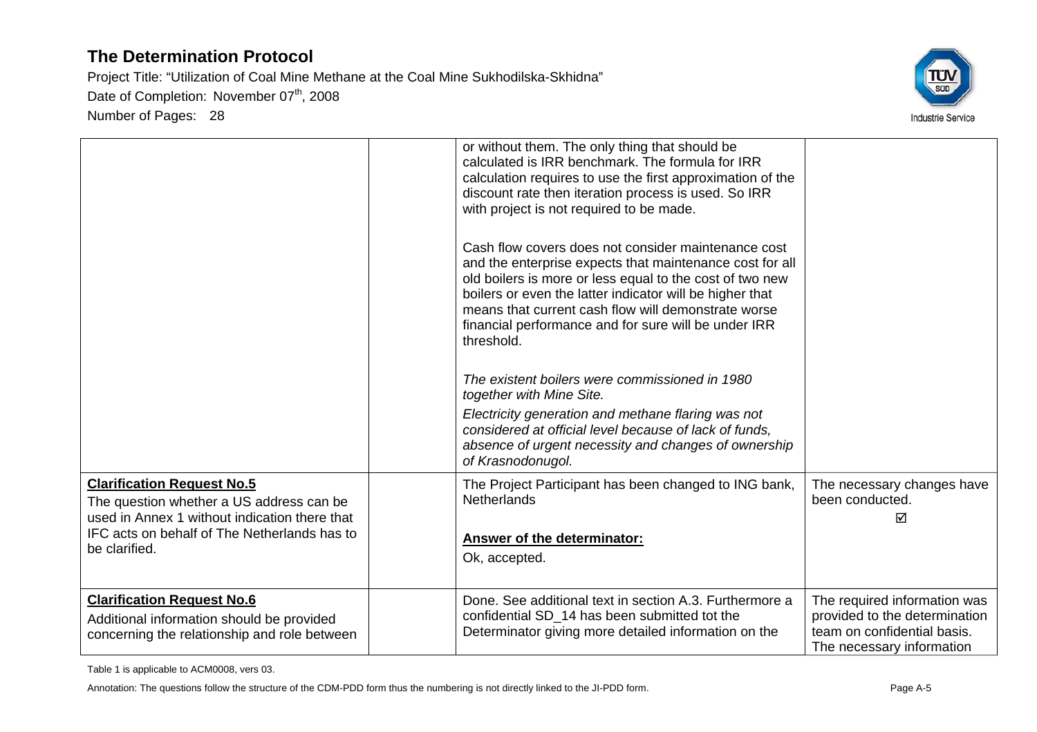| | | or without them. The only thing that should be calculated is IRR benchmark. The formula for IRR calculation requires to use the first approximation of the discount rate then iteration process is used. So IRR with project is not required to be made.<br><br>Cash flow covers does not consider maintenance cost and the enterprise expects that maintenance cost for all old boilers is more or less equal to the cost of two new boilers or even the latter indicator will be higher that means that current cash flow will demonstrate worse financial performance and for sure will be under IRR threshold.<br><br>*The existent boilers were commissioned in 1980 together with Mine Site.*<br><br>*Electricity generation and methane flaring was not considered at official level because of lack of funds, absence of urgent necessity and changes of ownership of Krasnodonugol.* | |
|---|---|---|---|
| **Clarification Request No.5**<br>The question whether a US address can be used in Annex 1 without indication there that IFC acts on behalf of The Netherlands has to be clarified. | | The Project Participant has been changed to ING bank, Netherlands<br><br>**Answer of the determinator:**<br>Ok, accepted. | The necessary changes have been conducted.<br>☑ |
| **Clarification Request No.6**<br>Additional information should be provided concerning the relationship and role between | | Done. See additional text in section A.3. Furthermore a confidential SD_14 has been submitted tot the Determinator giving more detailed information on the | The required information was provided to the determination team on confidential basis. The necessary information |

Table 1 is applicable to ACM0008, vers 03.

Annotation: The questions follow the structure of the CDM-PDD form thus the numbering is not directly linked to the JI-PDD form.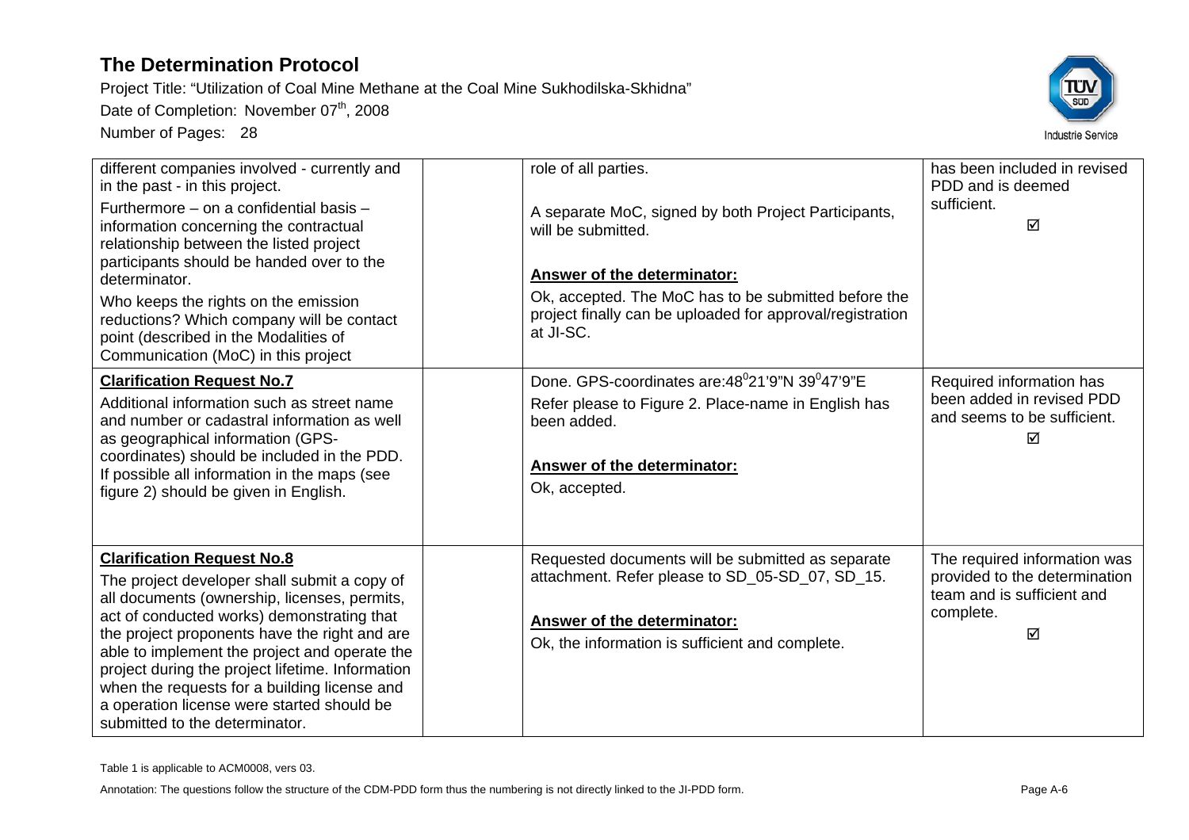| | | | |
|---|---|---|---|
| different companies involved - currently and in the past - in this project.<br><br>Furthermore – on a confidential basis – information concerning the contractual relationship between the listed project participants should be handed over to the determinator.<br><br>Who keeps the rights on the emission reductions? Which company will be contact point (described in the Modalities of Communication (MoC) in this project | | role of all parties.<br><br>A separate MoC, signed by both Project Participants, will be submitted.<br><br>**Answer of the determinator:**<br><br>Ok, accepted. The MoC has to be submitted before the project finally can be uploaded for approval/registration at JI-SC. | has been included in revised PDD and is deemed sufficient.<br><br>☑ |
| **Clarification Request No.7**<br><br>Additional information such as street name and number or cadastral information as well as geographical information (GPS-coordinates) should be included in the PDD. If possible all information in the maps (see figure 2) should be given in English. | | Done. GPS-coordinates are:48⁰21'9"N 39⁰47'9"E<br><br>Refer please to Figure 2. Place-name in English has been added.<br><br>**Answer of the determinator:**<br><br>Ok, accepted. | Required information has been added in revised PDD and seems to be sufficient.<br><br>☑ |
| **Clarification Request No.8**<br><br>The project developer shall submit a copy of all documents (ownership, licenses, permits, act of conducted works) demonstrating that the project proponents have the right and are able to implement the project and operate the project during the project lifetime. Information when the requests for a building license and a operation license were started should be submitted to the determinator. | | Requested documents will be submitted as separate attachment. Refer please to SD_05-SD_07, SD_15.<br><br>**Answer of the determinator:**<br><br>Ok, the information is sufficient and complete. | The required information was provided to the determination team and is sufficient and complete.<br><br>☑ |

Table 1 is applicable to ACM0008, vers 03.

Annotation: The questions follow the structure of the CDM-PDD form thus the numbering is not directly linked to the JI-PDD form.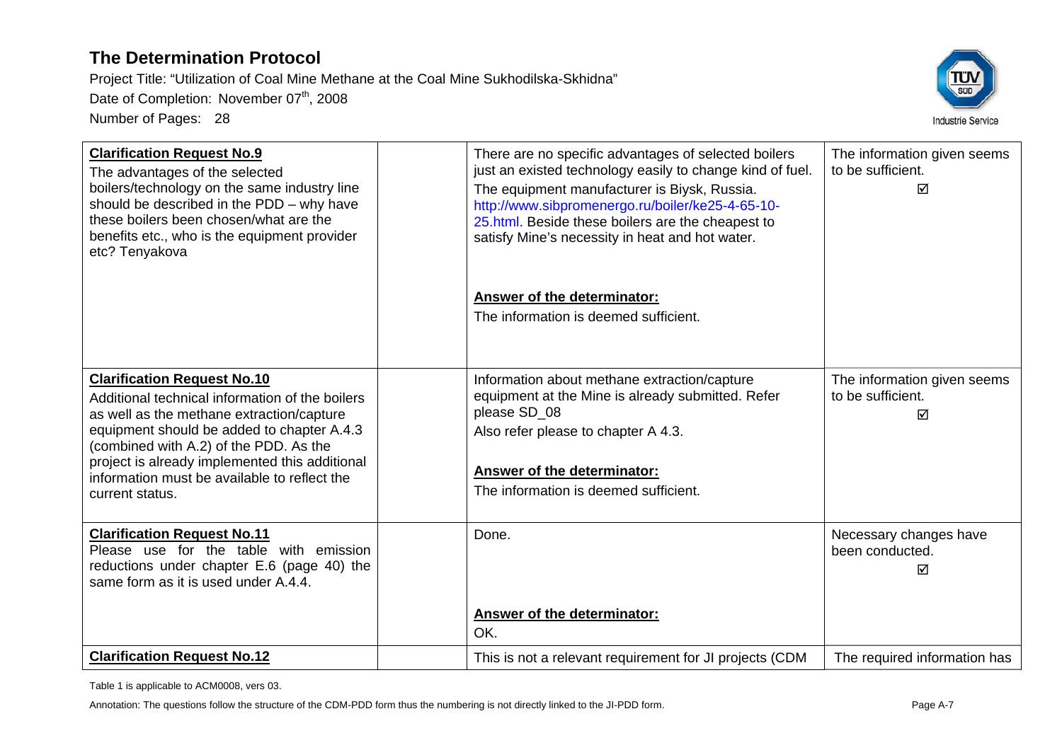| | | | |
|---|---|---|---|
| **Clarification Request No.9**<br>The advantages of the selected boilers/technology on the same industry line should be described in the PDD – why have these boilers been chosen/what are the benefits etc., who is the equipment provider etc? Tenyakova | | There are no specific advantages of selected boilers just an existed technology easily to change kind of fuel.<br>The equipment manufacturer is Biysk, Russia. http://www.sibpromenergo.ru/boiler/ke25-4-65-10-25.html. Beside these boilers are the cheapest to satisfy Mine's necessity in heat and hot water.<br><br>**Answer of the determinator:**<br>The information is deemed sufficient. | The information given seems to be sufficient.<br>☑ |
| **Clarification Request No.10**<br>Additional technical information of the boilers as well as the methane extraction/capture equipment should be added to chapter A.4.3 (combined with A.2) of the PDD. As the project is already implemented this additional information must be available to reflect the current status. | | Information about methane extraction/capture equipment at the Mine is already submitted. Refer please SD_08<br>Also refer please to chapter A 4.3.<br><br>**Answer of the determinator:**<br>The information is deemed sufficient. | The information given seems to be sufficient.<br>☑ |
| **Clarification Request No.11**<br>Please use for the table with emission reductions under chapter E.6 (page 40) the same form as it is used under A.4.4. | | Done.<br><br>**Answer of the determinator:**<br>OK. | Necessary changes have been conducted.<br>☑ |
| **Clarification Request No.12** | | This is not a relevant requirement for JI projects (CDM | The required information has |

Table 1 is applicable to ACM0008, vers 03.

Annotation: The questions follow the structure of the CDM-PDD form thus the numbering is not directly linked to the JI-PDD form.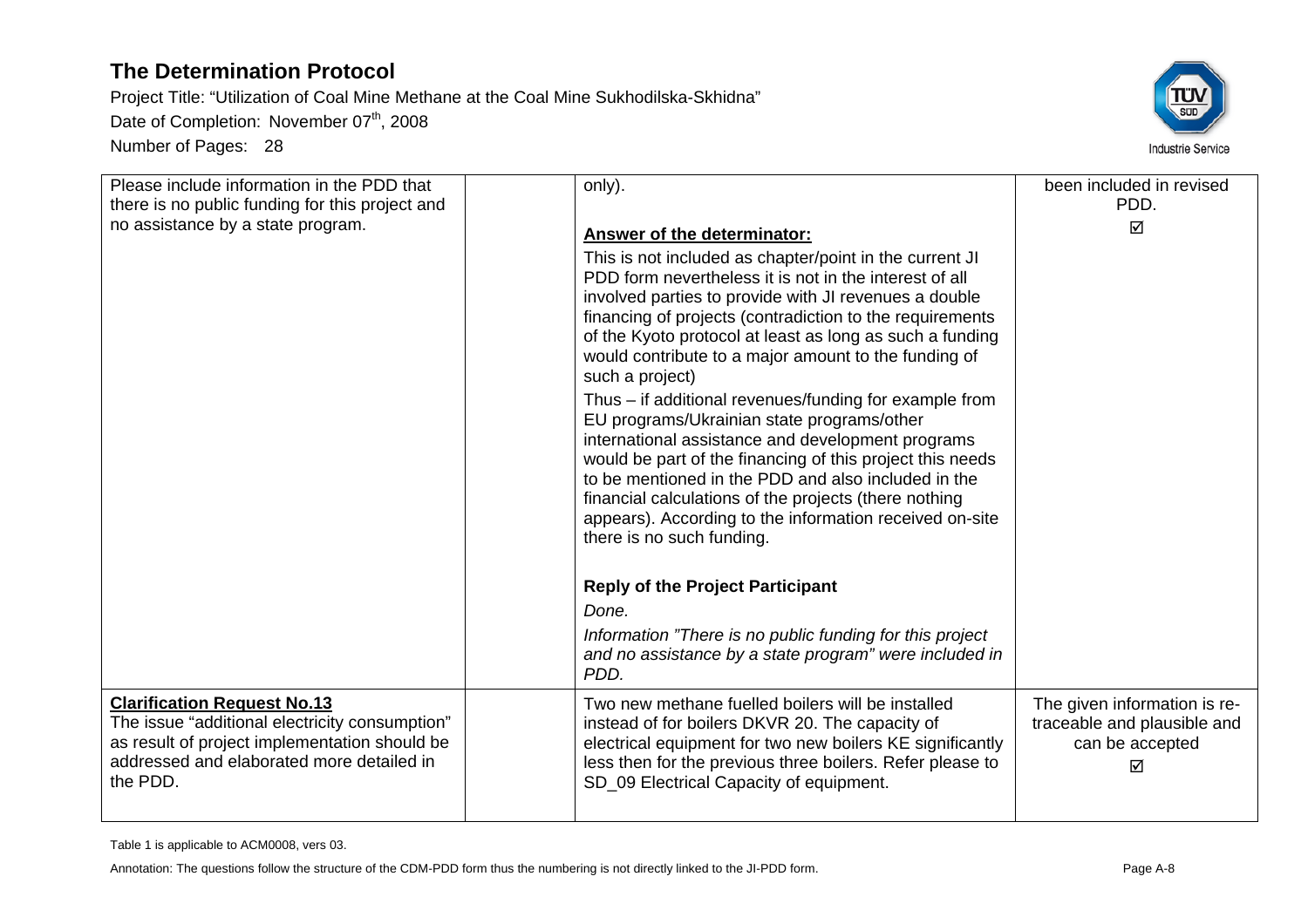| | | | |
|---|---|---|---|
| Please include information in the PDD that there is no public funding for this project and no assistance by a state program. | | only).<br><br>**<u>Answer of the determinator:</u>**<br>This is not included as chapter/point in the current JI PDD form nevertheless it is not in the interest of all involved parties to provide with JI revenues a double financing of projects (contradiction to the requirements of the Kyoto protocol at least as long as such a funding would contribute to a major amount to the funding of such a project)<br>Thus – if additional revenues/funding for example from EU programs/Ukrainian state programs/other international assistance and development programs would be part of the financing of this project this needs to be mentioned in the PDD and also included in the financial calculations of the projects (there nothing appears). According to the information received on-site there is no such funding.<br><br>**Reply of the Project Participant**<br>*Done.*<br>*Information "There is no public funding for this project and no assistance by a state program" were included in PDD.* | been included in revised PDD.<br>☑ |
| **<u>Clarification Request No.13</u>**<br>The issue "additional electricity consumption" as result of project implementation should be addressed and elaborated more detailed in the PDD. | | Two new methane fuelled boilers will be installed instead of for boilers DKVR 20. The capacity of electrical equipment for two new boilers KE significantly less then for the previous three boilers. Refer please to SD_09 Electrical Capacity of equipment. | The given information is re-traceable and plausible and can be accepted<br>☑ |

Table 1 is applicable to ACM0008, vers 03.

Annotation: The questions follow the structure of the CDM-PDD form thus the numbering is not directly linked to the JI-PDD form.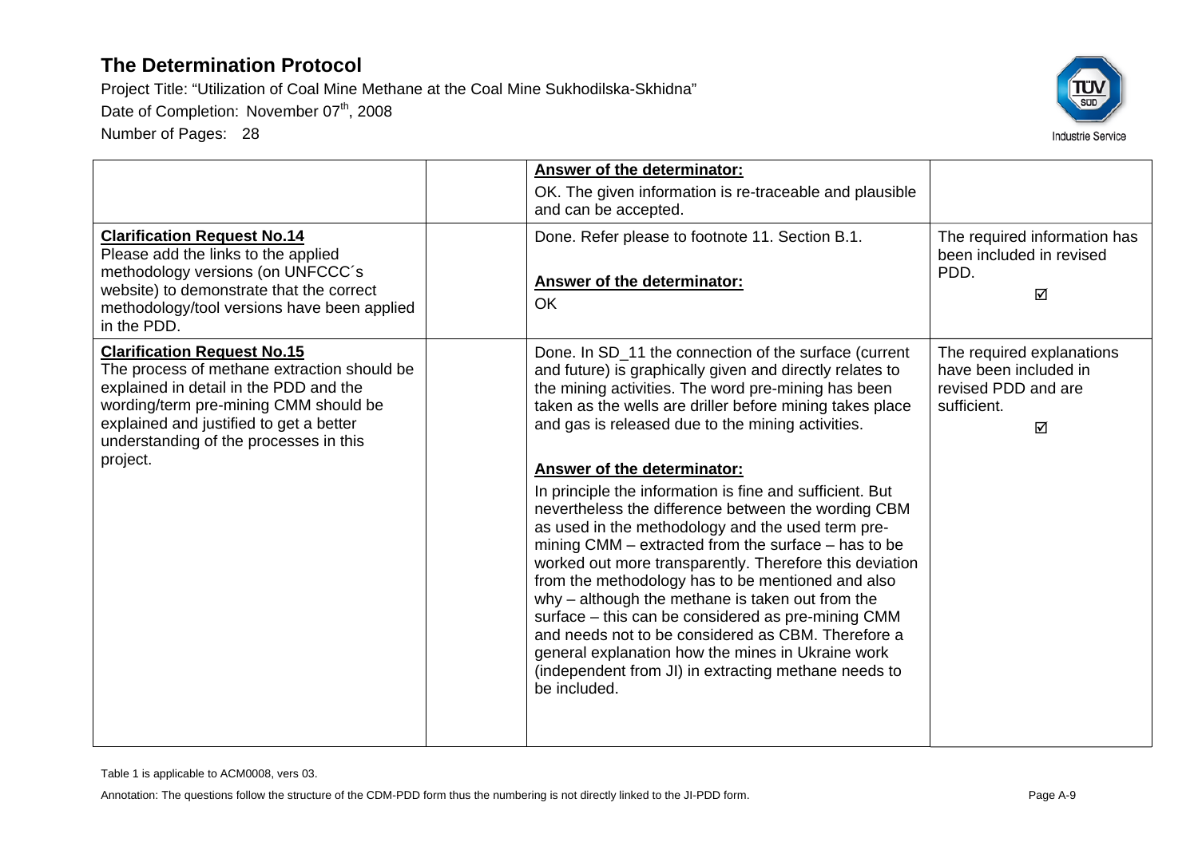| | | | |
|---|---|---|---|
| | | **Answer of the determinator:**<br>OK. The given information is re-traceable and plausible and can be accepted. | |
| **Clarification Request No.14**<br>Please add the links to the applied methodology versions (on UNFCCC´s website) to demonstrate that the correct methodology/tool versions have been applied in the PDD. | | Done. Refer please to footnote 11. Section B.1.<br><br>**Answer of the determinator:**<br>OK | The required information has been included in revised PDD.<br>☑ |
| **Clarification Request No.15**<br>The process of methane extraction should be explained in detail in the PDD and the wording/term pre-mining CMM should be explained and justified to get a better understanding of the processes in this project. | | Done. In SD_11 the connection of the surface (current and future) is graphically given and directly relates to the mining activities. The word pre-mining has been taken as the wells are driller before mining takes place and gas is released due to the mining activities.<br><br>**Answer of the determinator:**<br>In principle the information is fine and sufficient. But nevertheless the difference between the wording CBM as used in the methodology and the used term pre-mining CMM – extracted from the surface – has to be worked out more transparently. Therefore this deviation from the methodology has to be mentioned and also why – although the methane is taken out from the surface – this can be considered as pre-mining CMM and needs not to be considered as CBM. Therefore a general explanation how the mines in Ukraine work (independent from JI) in extracting methane needs to be included. | The required explanations have been included in revised PDD and are sufficient.<br>☑ |

Table 1 is applicable to ACM0008, vers 03.

Annotation: The questions follow the structure of the CDM-PDD form thus the numbering is not directly linked to the JI-PDD form.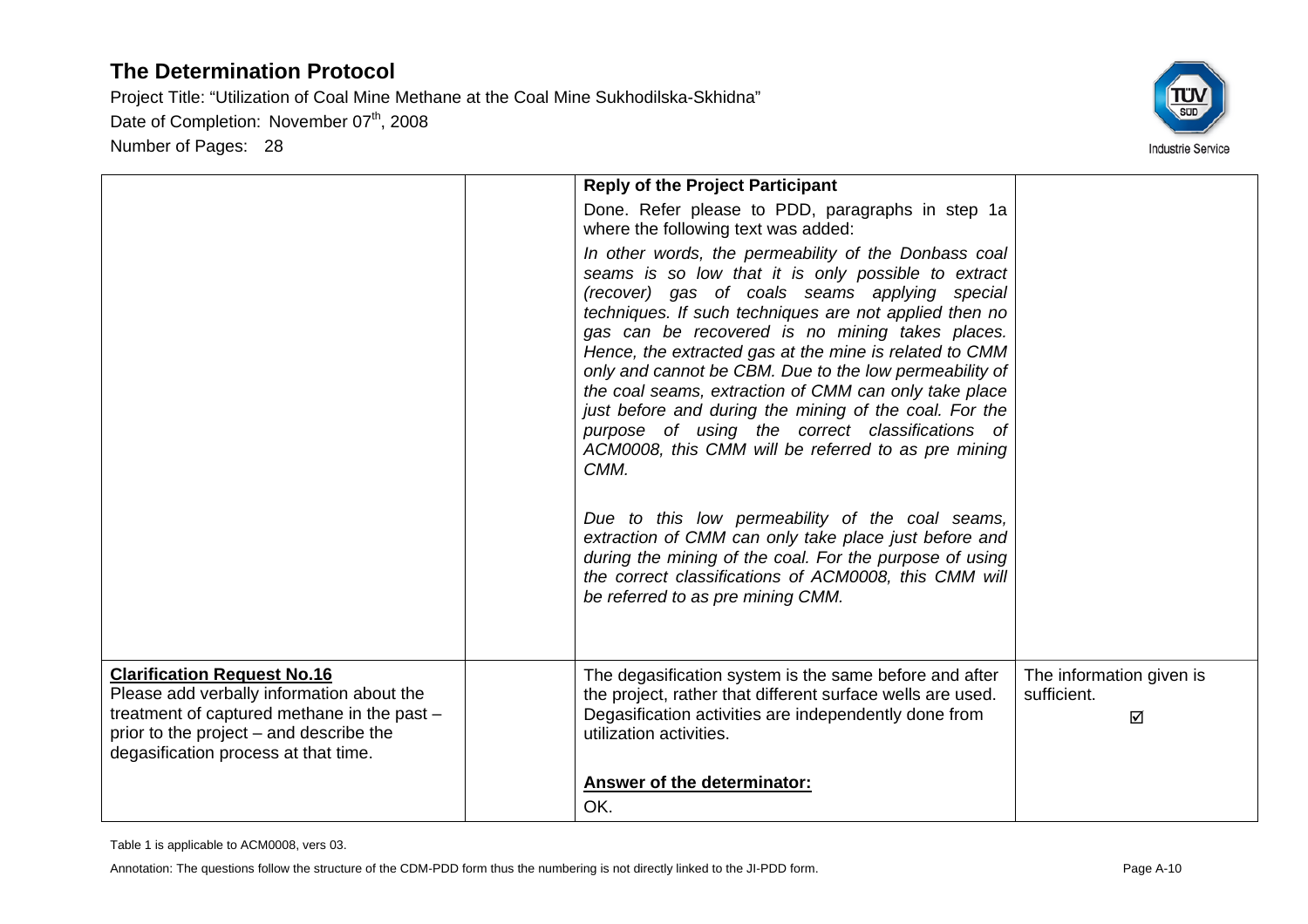| | | | |
|---|---|---|---|
| | | **Reply of the Project Participant**<br>Done. Refer please to PDD, paragraphs in step 1a where the following text was added:<br>*In other words, the permeability of the Donbass coal seams is so low that it is only possible to extract (recover) gas of coals seams applying special techniques. If such techniques are not applied then no gas can be recovered is no mining takes places. Hence, the extracted gas at the mine is related to CMM only and cannot be CBM. Due to the low permeability of the coal seams, extraction of CMM can only take place just before and during the mining of the coal. For the purpose of using the correct classifications of ACM0008, this CMM will be referred to as pre mining CMM.*<br><br>*Due to this low permeability of the coal seams, extraction of CMM can only take place just before and during the mining of the coal. For the purpose of using the correct classifications of ACM0008, this CMM will be referred to as pre mining CMM.* | |
| **Clarification Request No.16**<br>Please add verbally information about the treatment of captured methane in the past – prior to the project – and describe the degasification process at that time. | | The degasification system is the same before and after the project, rather that different surface wells are used. Degasification activities are independently done from utilization activities.<br><br>**Answer of the determinator:**<br>OK. | The information given is sufficient.<br>☑ |

Table 1 is applicable to ACM0008, vers 03.

Annotation: The questions follow the structure of the CDM-PDD form thus the numbering is not directly linked to the JI-PDD form.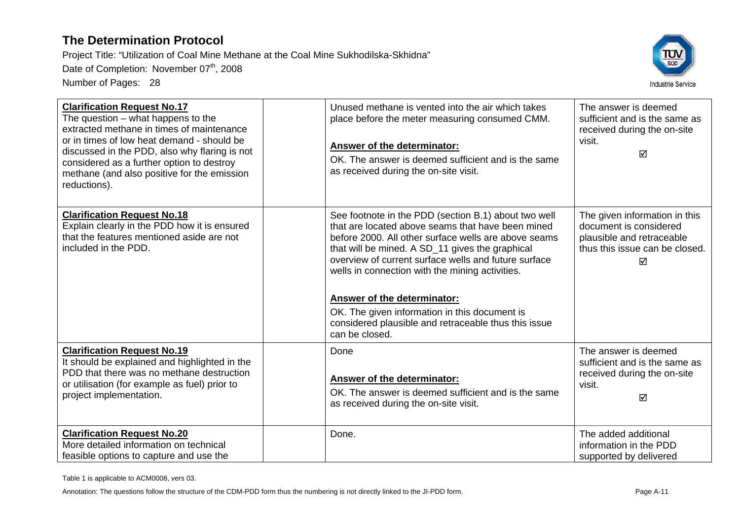| | | | |
|---|---|---|---|
| **Clarification Request No.17**<br>The question – what happens to the extracted methane in times of maintenance or in times of low heat demand - should be discussed in the PDD, also why flaring is not considered as a further option to destroy methane (and also positive for the emission reductions). | | Unused methane is vented into the air which takes place before the meter measuring consumed CMM.<br><br>**Answer of the determinator:**<br>OK. The answer is deemed sufficient and is the same as received during the on-site visit. | The answer is deemed sufficient and is the same as received during the on-site visit.<br>☑ |
| **Clarification Request No.18**<br>Explain clearly in the PDD how it is ensured that the features mentioned aside are not included in the PDD. | | See footnote in the PDD (section B.1) about two well that are located above seams that have been mined before 2000. All other surface wells are above seams that will be mined. A SD_11 gives the graphical overview of current surface wells and future surface wells in connection with the mining activities.<br><br>**Answer of the determinator:**<br>OK. The given information in this document is considered plausible and retraceable thus this issue can be closed. | The given information in this document is considered plausible and retraceable thus this issue can be closed.<br>☑ |
| **Clarification Request No.19**<br>It should be explained and highlighted in the PDD that there was no methane destruction or utilisation (for example as fuel) prior to project implementation. | | Done<br><br>**Answer of the determinator:**<br>OK. The answer is deemed sufficient and is the same as received during the on-site visit. | The answer is deemed sufficient and is the same as received during the on-site visit.<br>☑ |
| **Clarification Request No.20**<br>More detailed information on technical feasible options to capture and use the | | Done. | The added additional information in the PDD supported by delivered |

Table 1 is applicable to ACM0008, vers 03.

Annotation: The questions follow the structure of the CDM-PDD form thus the numbering is not directly linked to the JI-PDD form.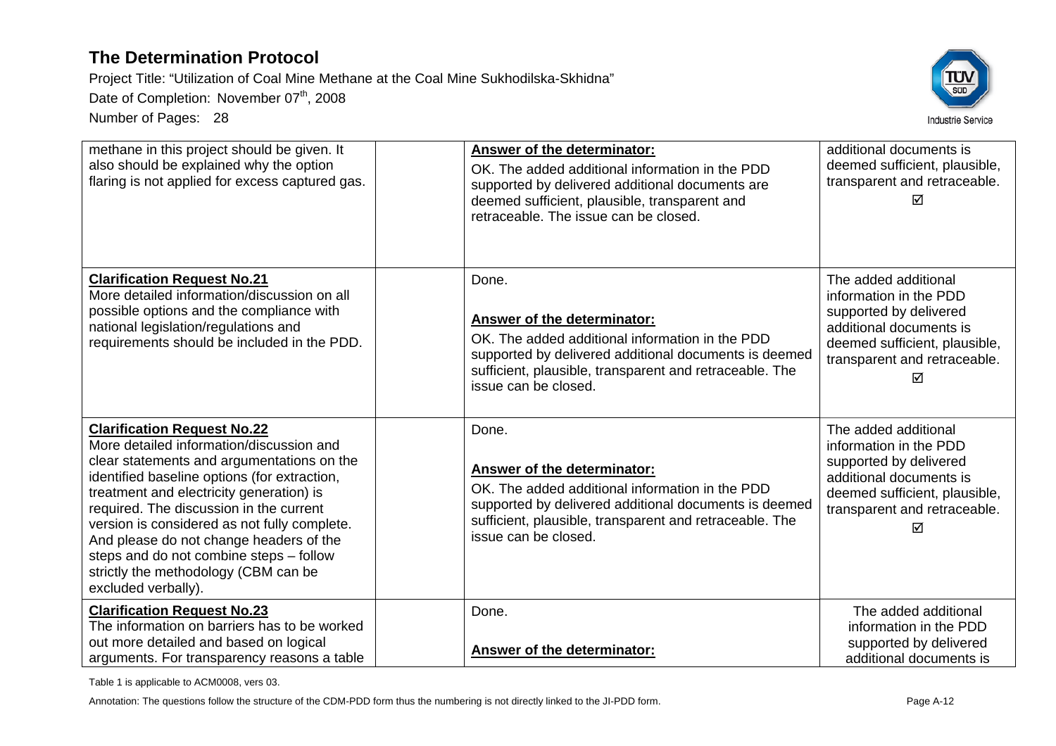| | | | |
|---|---|---|---|
| methane in this project should be given. It also should be explained why the option flaring is not applied for excess captured gas. | | **Answer of the determinator:**<br>OK. The added additional information in the PDD supported by delivered additional documents are deemed sufficient, plausible, transparent and retraceable. The issue can be closed. | additional documents is deemed sufficient, plausible, transparent and retraceable. ☑ |
| **Clarification Request No.21**<br>More detailed information/discussion on all possible options and the compliance with national legislation/regulations and requirements should be included in the PDD. | | Done.<br><br>**Answer of the determinator:**<br>OK. The added additional information in the PDD supported by delivered additional documents is deemed sufficient, plausible, transparent and retraceable. The issue can be closed. | The added additional information in the PDD supported by delivered additional documents is deemed sufficient, plausible, transparent and retraceable. ☑ |
| **Clarification Request No.22**<br>More detailed information/discussion and clear statements and argumentations on the identified baseline options (for extraction, treatment and electricity generation) is required. The discussion in the current version is considered as not fully complete. And please do not change headers of the steps and do not combine steps – follow strictly the methodology (CBM can be excluded verbally). | | Done.<br><br>**Answer of the determinator:**<br>OK. The added additional information in the PDD supported by delivered additional documents is deemed sufficient, plausible, transparent and retraceable. The issue can be closed. | The added additional information in the PDD supported by delivered additional documents is deemed sufficient, plausible, transparent and retraceable. ☑ |
| **Clarification Request No.23**<br>The information on barriers has to be worked out more detailed and based on logical arguments. For transparency reasons a table | | Done.<br><br>**Answer of the determinator:** | The added additional information in the PDD supported by delivered additional documents is |

Table 1 is applicable to ACM0008, vers 03.

Annotation: The questions follow the structure of the CDM-PDD form thus the numbering is not directly linked to the JI-PDD form.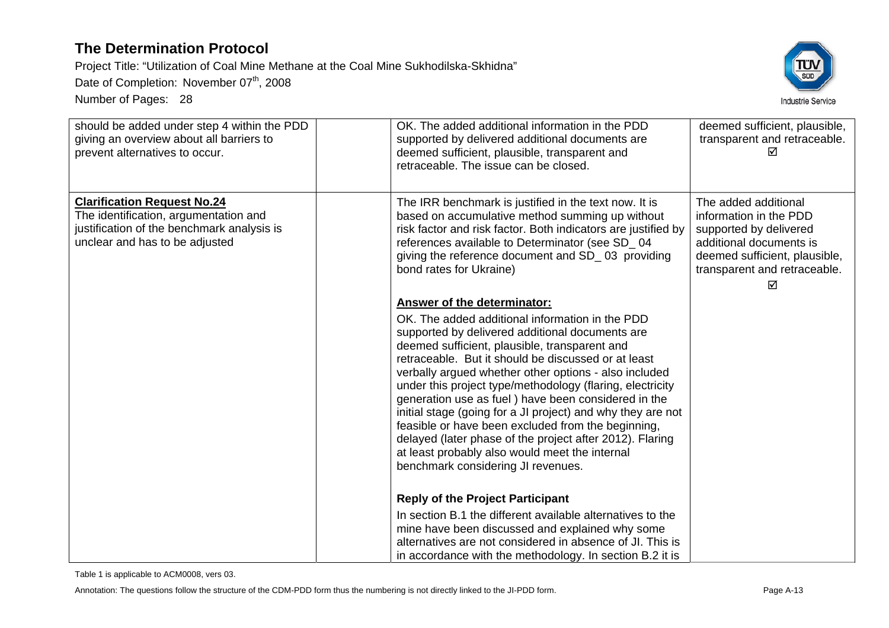| | | | |
|---|---|---|---|
| should be added under step 4 within the PDD giving an overview about all barriers to prevent alternatives to occur. | | OK. The added additional information in the PDD supported by delivered additional documents are deemed sufficient, plausible, transparent and retraceable. The issue can be closed. | deemed sufficient, plausible, transparent and retraceable. ☑ |
| **Clarification Request No.24**<br>The identification, argumentation and justification of the benchmark analysis is unclear and has to be adjusted | | The IRR benchmark is justified in the text now. It is based on accumulative method summing up without risk factor and risk factor. Both indicators are justified by references available to Determinator (see SD_ 04 giving the reference document and SD_ 03 providing bond rates for Ukraine)<br><br>**Answer of the determinator:**<br>OK. The added additional information in the PDD supported by delivered additional documents are deemed sufficient, plausible, transparent and retraceable. But it should be discussed or at least verbally argued whether other options - also included under this project type/methodology (flaring, electricity generation use as fuel ) have been considered in the initial stage (going for a JI project) and why they are not feasible or have been excluded from the beginning, delayed (later phase of the project after 2012). Flaring at least probably also would meet the internal benchmark considering JI revenues.<br><br>**Reply of the Project Participant**<br>In section B.1 the different available alternatives to the mine have been discussed and explained why some alternatives are not considered in absence of JI. This is in accordance with the methodology. In section B.2 it is | The added additional information in the PDD supported by delivered additional documents is deemed sufficient, plausible, transparent and retraceable. ☑ |

Table 1 is applicable to ACM0008, vers 03.

Annotation: The questions follow the structure of the CDM-PDD form thus the numbering is not directly linked to the JI-PDD form.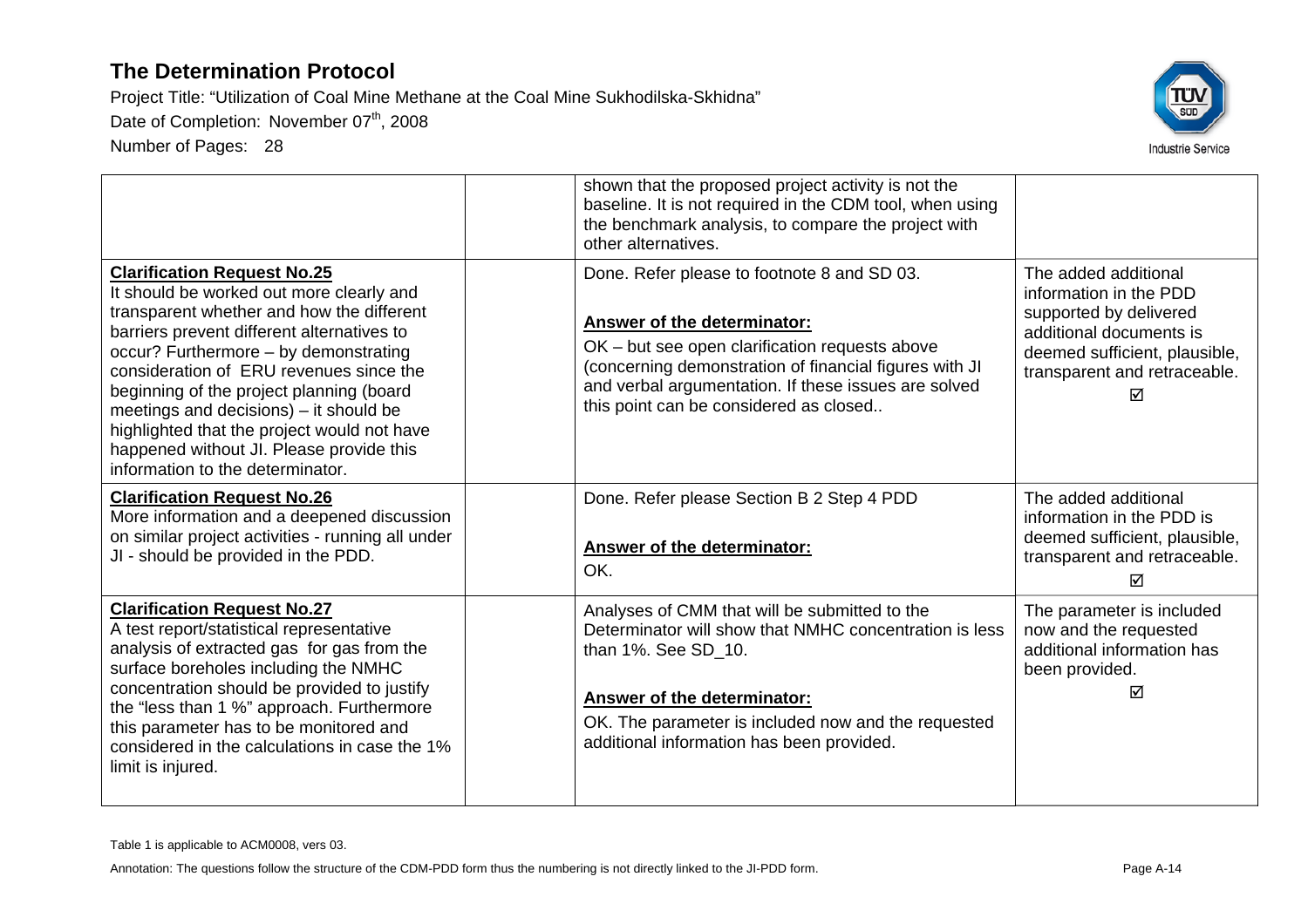| | | | |
|---|---|---|---|
| | | shown that the proposed project activity is not the baseline. It is not required in the CDM tool, when using the benchmark analysis, to compare the project with other alternatives. | |
| **Clarification Request No.25**<br>It should be worked out more clearly and transparent whether and how the different barriers prevent different alternatives to occur? Furthermore – by demonstrating consideration of ERU revenues since the beginning of the project planning (board meetings and decisions) – it should be highlighted that the project would not have happened without JI. Please provide this information to the determinator. | | Done. Refer please to footnote 8 and SD 03.<br><br>**Answer of the determinator:**<br>OK – but see open clarification requests above (concerning demonstration of financial figures with JI and verbal argumentation. If these issues are solved this point can be considered as closed.. | The added additional information in the PDD supported by delivered additional documents is deemed sufficient, plausible, transparent and retraceable.<br>☑ |
| **Clarification Request No.26**<br>More information and a deepened discussion on similar project activities - running all under JI - should be provided in the PDD. | | Done. Refer please Section B 2 Step 4 PDD<br><br>**Answer of the determinator:**<br>OK. | The added additional information in the PDD is deemed sufficient, plausible, transparent and retraceable.<br>☑ |
| **Clarification Request No.27**<br>A test report/statistical representative analysis of extracted gas for gas from the surface boreholes including the NMHC concentration should be provided to justify the "less than 1 %" approach. Furthermore this parameter has to be monitored and considered in the calculations in case the 1% limit is injured. | | Analyses of CMM that will be submitted to the Determinator will show that NMHC concentration is less than 1%. See SD_10.<br><br>**Answer of the determinator:**<br>OK. The parameter is included now and the requested additional information has been provided. | The parameter is included now and the requested additional information has been provided.<br>☑ |

Table 1 is applicable to ACM0008, vers 03.

Annotation: The questions follow the structure of the CDM-PDD form thus the numbering is not directly linked to the JI-PDD form.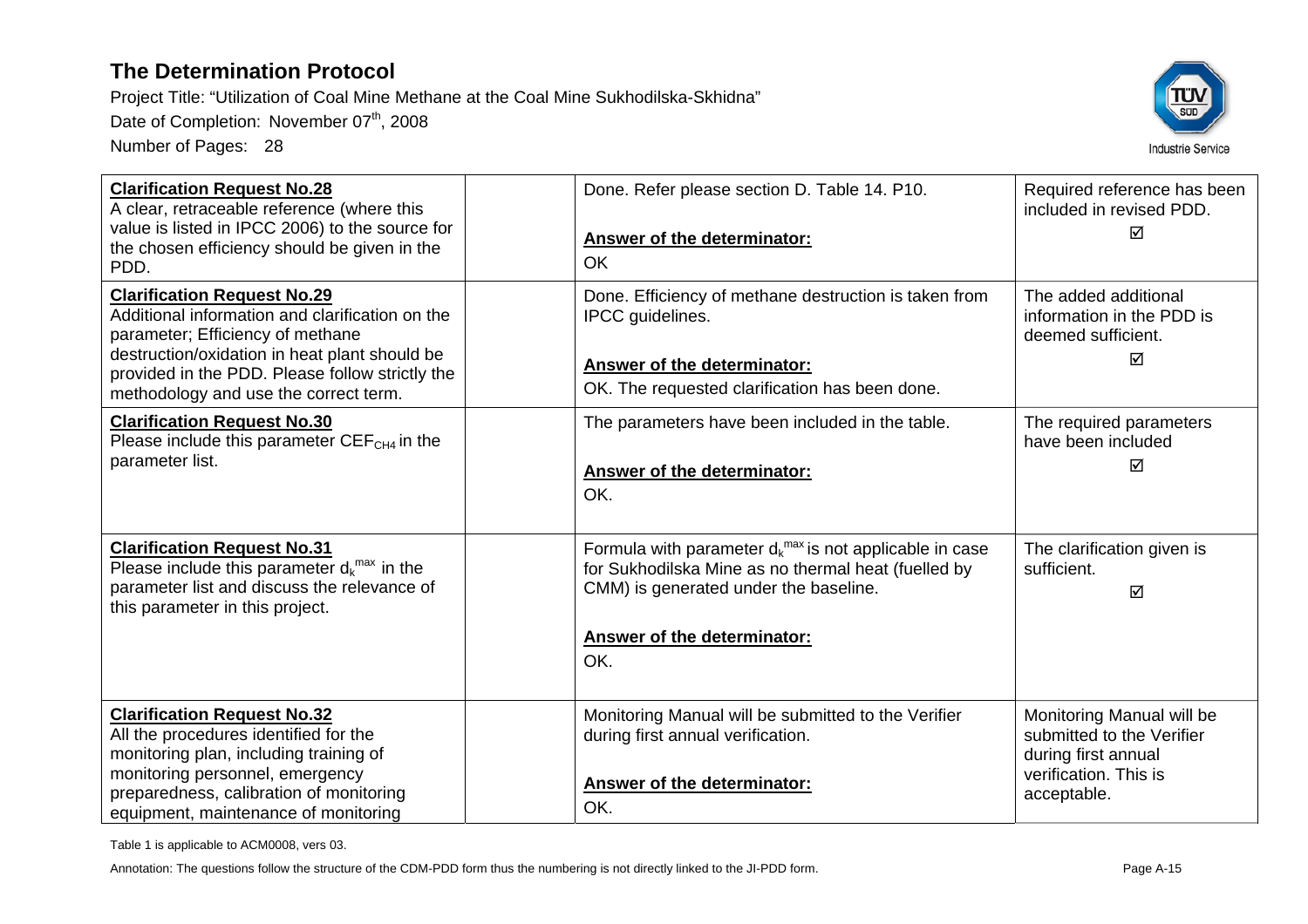# The Determination Protocol

Project Title: "Utilization of Coal Mine Methane at the Coal Mine Sukhodilska-Skhidna"

Date of Completion: November 07th, 2008

Number of Pages: 28

| | | | |
|---|---|---|---|
| **Clarification Request No.28**<br>A clear, retraceable reference (where this value is listed in IPCC 2006) to the source for the chosen efficiency should be given in the PDD. | | Done. Refer please section D. Table 14. P10.<br><br>**Answer of the determinator:**<br>OK | Required reference has been included in revised PDD.<br>☑ |
| **Clarification Request No.29**<br>Additional information and clarification on the parameter; Efficiency of methane destruction/oxidation in heat plant should be provided in the PDD. Please follow strictly the methodology and use the correct term. | | Done. Efficiency of methane destruction is taken from IPCC guidelines.<br><br>**Answer of the determinator:**<br>OK. The requested clarification has been done. | The added additional information in the PDD is deemed sufficient.<br>☑ |
| **Clarification Request No.30**<br>Please include this parameter $CEF_{CH4}$ in the parameter list. | | The parameters have been included in the table.<br><br>**Answer of the determinator:**<br>OK. | The required parameters have been included<br>☑ |
| **Clarification Request No.31**<br>Please include this parameter $d_k^{max}$ in the parameter list and discuss the relevance of this parameter in this project. | | Formula with parameter $d_k^{max}$ is not applicable in case for Sukhodilska Mine as no thermal heat (fuelled by CMM) is generated under the baseline.<br><br>**Answer of the determinator:**<br>OK. | The clarification given is sufficient.<br>☑ |
| **Clarification Request No.32**<br>All the procedures identified for the monitoring plan, including training of monitoring personnel, emergency preparedness, calibration of monitoring equipment, maintenance of monitoring | | Monitoring Manual will be submitted to the Verifier during first annual verification.<br><br>**Answer of the determinator:**<br>OK. | Monitoring Manual will be submitted to the Verifier during first annual verification. This is acceptable. |

Table 1 is applicable to ACM0008, vers 03.

Annotation: The questions follow the structure of the CDM-PDD form thus the numbering is not directly linked to the JI-PDD form.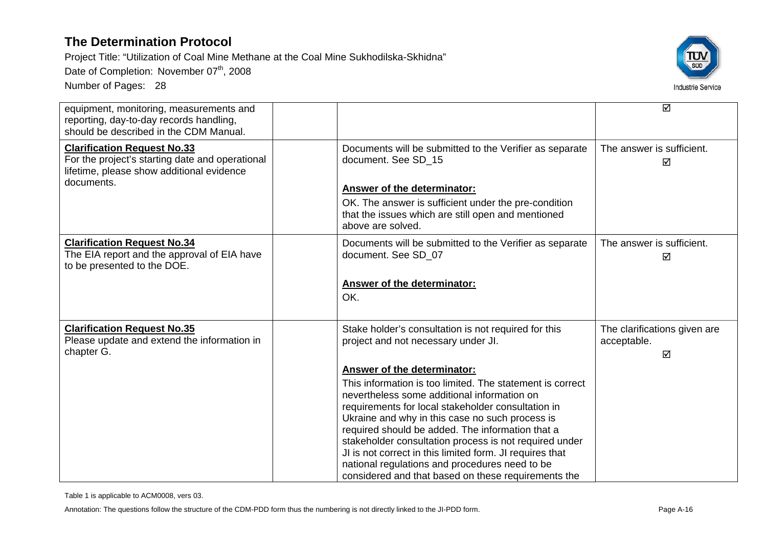| | | | |
|---|---|---|---|
| equipment, monitoring, measurements and reporting, day-to-day records handling, should be described in the CDM Manual. | | | ☑ |
| **Clarification Request No.33**<br>For the project's starting date and operational lifetime, please show additional evidence documents. | | Documents will be submitted to the Verifier as separate document. See SD_15<br><br>**Answer of the determinator:**<br>OK. The answer is sufficient under the pre-condition that the issues which are still open and mentioned above are solved. | The answer is sufficient.<br>☑ |
| **Clarification Request No.34**<br>The EIA report and the approval of EIA have to be presented to the DOE. | | Documents will be submitted to the Verifier as separate document. See SD_07<br><br>**Answer of the determinator:**<br>OK. | The answer is sufficient.<br>☑ |
| **Clarification Request No.35**<br>Please update and extend the information in chapter G. | | Stake holder's consultation is not required for this project and not necessary under JI.<br><br>**Answer of the determinator:**<br>This information is too limited. The statement is correct nevertheless some additional information on requirements for local stakeholder consultation in Ukraine and why in this case no such process is required should be added. The information that a stakeholder consultation process is not required under JI is not correct in this limited form. JI requires that national regulations and procedures need to be considered and that based on these requirements the | The clarifications given are acceptable.<br>☑ |

Table 1 is applicable to ACM0008, vers 03.

Annotation: The questions follow the structure of the CDM-PDD form thus the numbering is not directly linked to the JI-PDD form.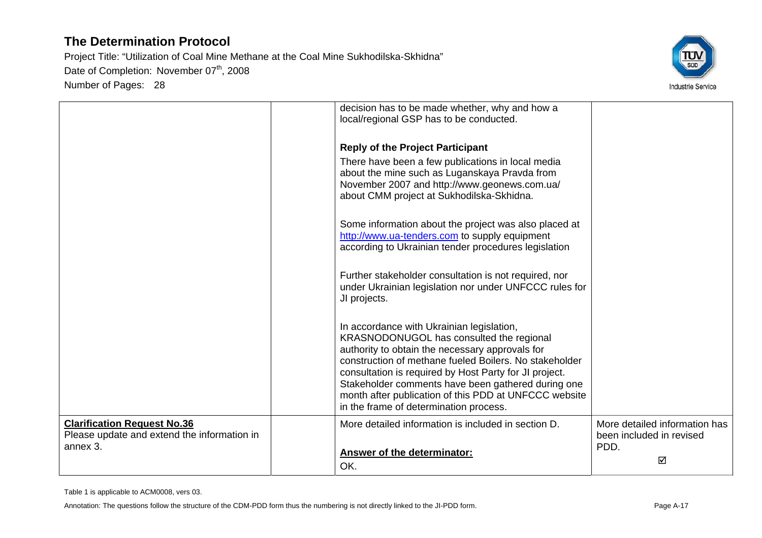| | | | |
|---|---|---|---|
| | | decision has to be made whether, why and how a local/regional GSP has to be conducted.<br><br>**Reply of the Project Participant**<br>There have been a few publications in local media about the mine such as Luganskaya Pravda from November 2007 and http://www.geonews.com.ua/ about CMM project at Sukhodilska-Skhidna.<br><br>Some information about the project was also placed at http://www.ua-tenders.com to supply equipment according to Ukrainian tender procedures legislation<br><br>Further stakeholder consultation is not required, nor under Ukrainian legislation nor under UNFCCC rules for JI projects.<br><br>In accordance with Ukrainian legislation, KRASNODONUGOL has consulted the regional authority to obtain the necessary approvals for construction of methane fueled Boilers. No stakeholder consultation is required by Host Party for JI project. Stakeholder comments have been gathered during one month after publication of this PDD at UNFCCC website in the frame of determination process. | |
| **Clarification Request No.36**<br>Please update and extend the information in annex 3. | | More detailed information is included in section D.<br><br>**Answer of the determinator:**<br>OK. | More detailed information has been included in revised PDD.<br>☑ |

Table 1 is applicable to ACM0008, vers 03.

Annotation: The questions follow the structure of the CDM-PDD form thus the numbering is not directly linked to the JI-PDD form.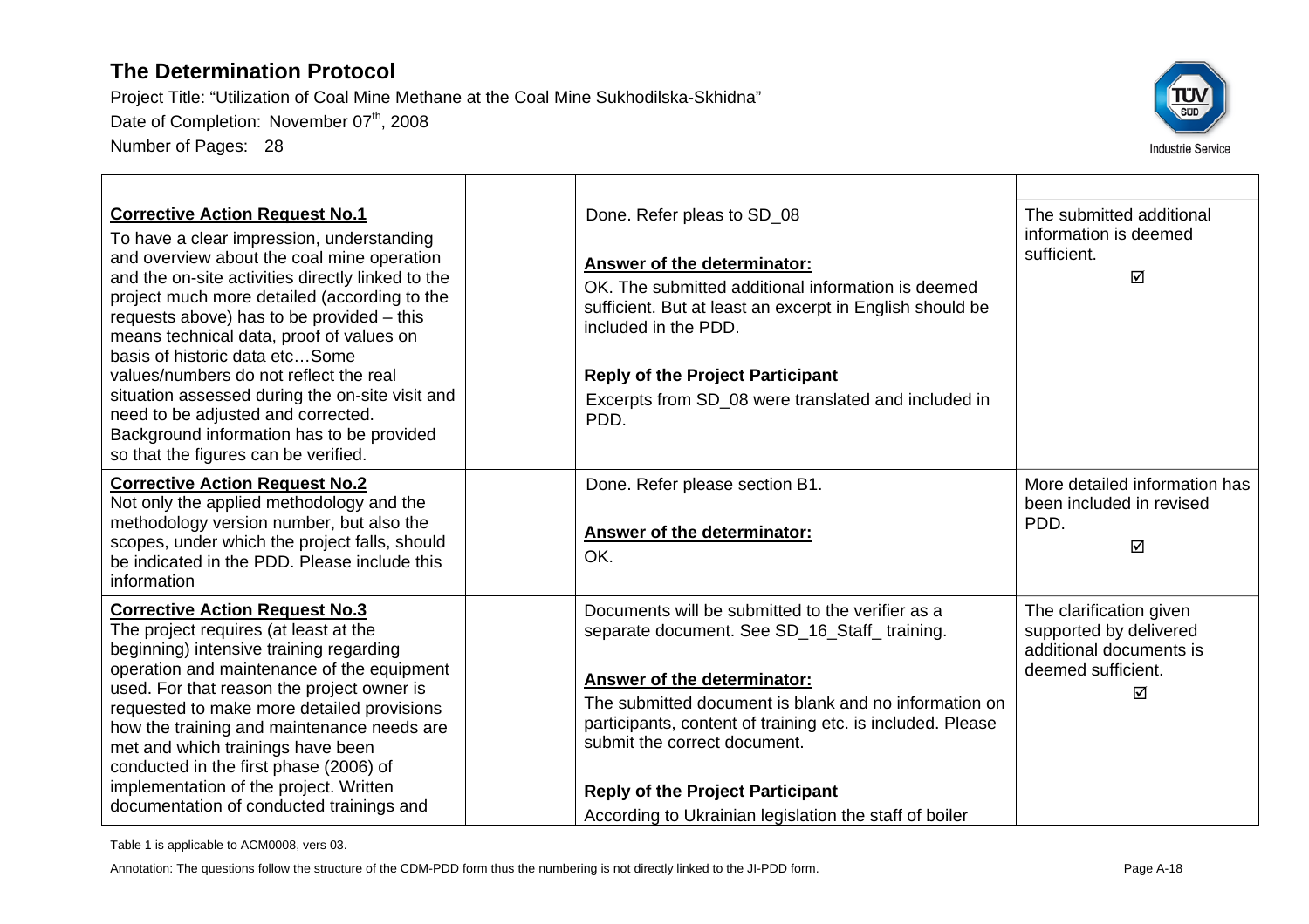# The Determination Protocol

Project Title: "Utilization of Coal Mine Methane at the Coal Mine Sukhodilska-Skhidna"
Date of Completion: November 07th, 2008
Number of Pages: 28

| | | | |
|---|---|---|---|
| **Corrective Action Request No.1**<br>To have a clear impression, understanding and overview about the coal mine operation and the on-site activities directly linked to the project much more detailed (according to the requests above) has to be provided – this means technical data, proof of values on basis of historic data etc…Some values/numbers do not reflect the real situation assessed during the on-site visit and need to be adjusted and corrected. Background information has to be provided so that the figures can be verified. | | Done. Refer pleas to SD_08<br><br>**Answer of the determinator:**<br>OK. The submitted additional information is deemed sufficient. But at least an excerpt in English should be included in the PDD.<br><br>**Reply of the Project Participant**<br>Excerpts from SD_08 were translated and included in PDD. | The submitted additional information is deemed sufficient.<br>☑ |
| **Corrective Action Request No.2**<br>Not only the applied methodology and the methodology version number, but also the scopes, under which the project falls, should be indicated in the PDD. Please include this information | | Done. Refer please section B1.<br><br>**Answer of the determinator:**<br>OK. | More detailed information has been included in revised PDD.<br>☑ |
| **Corrective Action Request No.3**<br>The project requires (at least at the beginning) intensive training regarding operation and maintenance of the equipment used. For that reason the project owner is requested to make more detailed provisions how the training and maintenance needs are met and which trainings have been conducted in the first phase (2006) of implementation of the project. Written documentation of conducted trainings and | | Documents will be submitted to the verifier as a separate document. See SD_16_Staff_ training.<br><br>**Answer of the determinator:**<br>The submitted document is blank and no information on participants, content of training etc. is included. Please submit the correct document.<br><br>**Reply of the Project Participant**<br>According to Ukrainian legislation the staff of boiler | The clarification given supported by delivered additional documents is deemed sufficient.<br>☑ |

Table 1 is applicable to ACM0008, vers 03.

Annotation: The questions follow the structure of the CDM-PDD form thus the numbering is not directly linked to the JI-PDD form.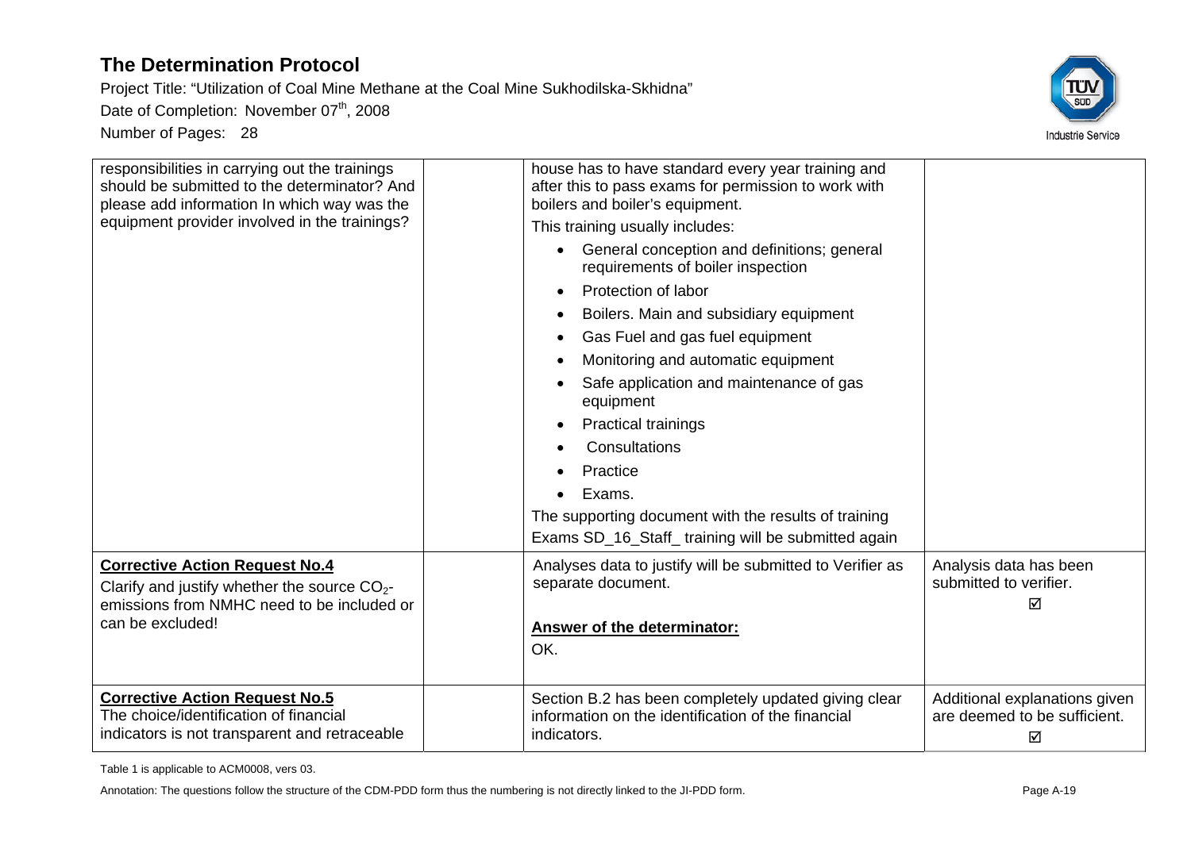| | | | |
|---|---|---|---|
| responsibilities in carrying out the trainings should be submitted to the determinator? And please add information In which way was the equipment provider involved in the trainings? | | house has to have standard every year training and after this to pass exams for permission to work with boilers and boiler's equipment.<br>This training usually includes:<br>• General conception and definitions; general requirements of boiler inspection<br>• Protection of labor<br>• Boilers. Main and subsidiary equipment<br>• Gas Fuel and gas fuel equipment<br>• Monitoring and automatic equipment<br>• Safe application and maintenance of gas equipment<br>• Practical trainings<br>• Consultations<br>• Practice<br>• Exams.<br>The supporting document with the results of training Exams SD_16_Staff_ training will be submitted again | |
| **Corrective Action Request No.4**<br>Clarify and justify whether the source $CO_2$-emissions from NMHC need to be included or can be excluded! | | Analyses data to justify will be submitted to Verifier as separate document.<br><br>**Answer of the determinator:**<br>OK. | Analysis data has been submitted to verifier.<br>☑ |
| **Corrective Action Request No.5**<br>The choice/identification of financial indicators is not transparent and retraceable | | Section B.2 has been completely updated giving clear information on the identification of the financial indicators. | Additional explanations given are deemed to be sufficient.<br>☑ |

Table 1 is applicable to ACM0008, vers 03.

Annotation: The questions follow the structure of the CDM-PDD form thus the numbering is not directly linked to the JI-PDD form.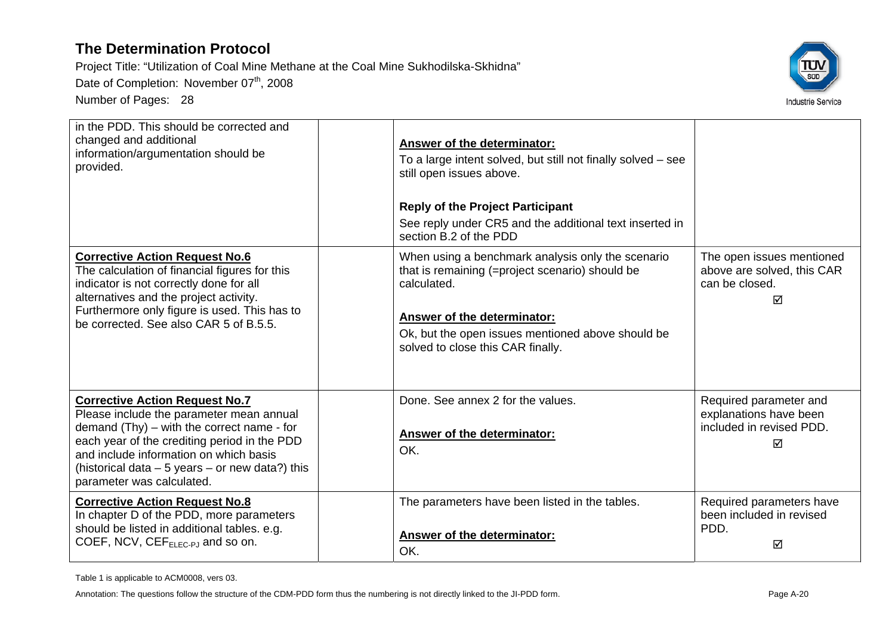| | | | |
|---|---|---|---|
| in the PDD. This should be corrected and changed and additional information/argumentation should be provided. | | **Answer of the determinator:** To a large intent solved, but still not finally solved – see still open issues above. **Reply of the Project Participant** See reply under CR5 and the additional text inserted in section B.2 of the PDD | |
| **Corrective Action Request No.6** The calculation of financial figures for this indicator is not correctly done for all alternatives and the project activity. Furthermore only figure is used. This has to be corrected. See also CAR 5 of B.5.5. | | When using a benchmark analysis only the scenario that is remaining (=project scenario) should be calculated. **Answer of the determinator:** Ok, but the open issues mentioned above should be solved to close this CAR finally. | The open issues mentioned above are solved, this CAR can be closed. ☑ |
| **Corrective Action Request No.7** Please include the parameter mean annual demand (Thy) – with the correct name - for each year of the crediting period in the PDD and include information on which basis (historical data – 5 years – or new data?) this parameter was calculated. | | Done. See annex 2 for the values. **Answer of the determinator:** OK. | Required parameter and explanations have been included in revised PDD. ☑ |
| **Corrective Action Request No.8** In chapter D of the PDD, more parameters should be listed in additional tables. e.g. COEF, NCV, $CEF_{ELEC-PJ}$ and so on. | | The parameters have been listed in the tables. **Answer of the determinator:** OK. | Required parameters have been included in revised PDD. ☑ |

Table 1 is applicable to ACM0008, vers 03.

Annotation: The questions follow the structure of the CDM-PDD form thus the numbering is not directly linked to the JI-PDD form.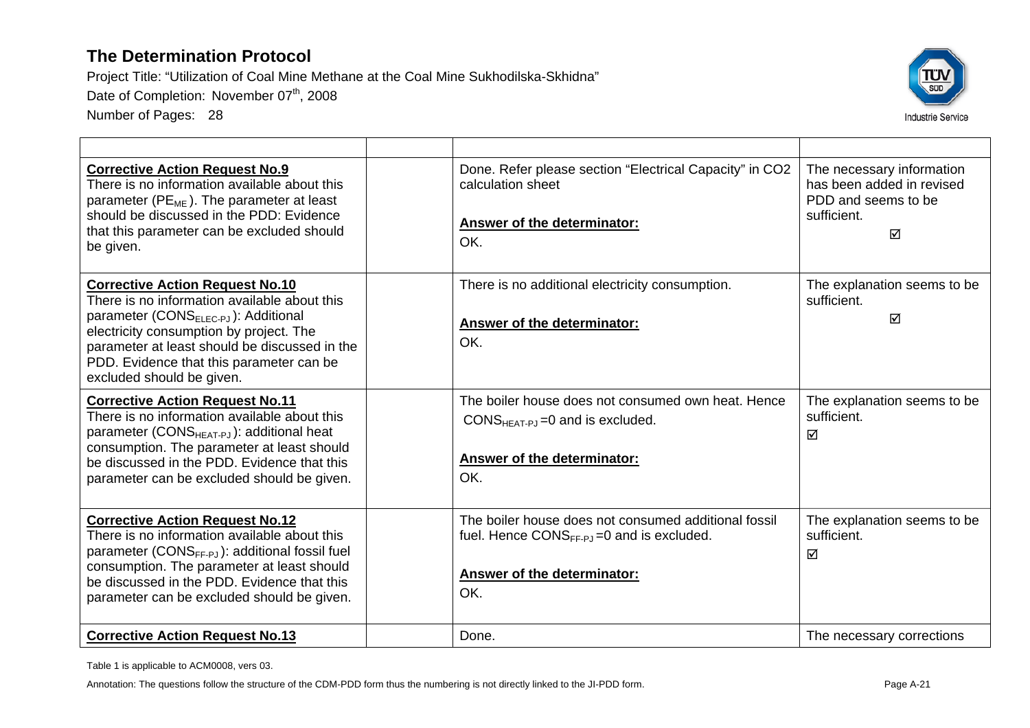# The Determination Protocol

Project Title: "Utilization of Coal Mine Methane at the Coal Mine Sukhodilska-Skhidna"

Date of Completion: November 07th, 2008

Number of Pages: 28

| | | | |
|---|---|---|---|
| **Corrective Action Request No.9**<br>There is no information available about this parameter ($PE_{ME}$). The parameter at least should be discussed in the PDD: Evidence that this parameter can be excluded should be given. | | Done. Refer please section "Electrical Capacity" in CO2 calculation sheet<br><br>**Answer of the determinator:**<br>OK. | The necessary information has been added in revised PDD and seems to be sufficient.<br>☑ |
| **Corrective Action Request No.10**<br>There is no information available about this parameter ($CONS_{ELEC-PJ}$): Additional electricity consumption by project. The parameter at least should be discussed in the PDD. Evidence that this parameter can be excluded should be given. | | There is no additional electricity consumption.<br><br>**Answer of the determinator:**<br>OK. | The explanation seems to be sufficient.<br>☑ |
| **Corrective Action Request No.11**<br>There is no information available about this parameter ($CONS_{HEAT-PJ}$): additional heat consumption. The parameter at least should be discussed in the PDD. Evidence that this parameter can be excluded should be given. | | The boiler house does not consumed own heat. Hence $CONS_{HEAT-PJ}$ =0 and is excluded.<br><br>**Answer of the determinator:**<br>OK. | The explanation seems to be sufficient.<br>☑ |
| **Corrective Action Request No.12**<br>There is no information available about this parameter ($CONS_{FF-PJ}$): additional fossil fuel consumption. The parameter at least should be discussed in the PDD. Evidence that this parameter can be excluded should be given. | | The boiler house does not consumed additional fossil fuel. Hence $CONS_{FF-PJ}$ =0 and is excluded.<br><br>**Answer of the determinator:**<br>OK. | The explanation seems to be sufficient.<br>☑ |
| **Corrective Action Request No.13** | | Done. | The necessary corrections |

Table 1 is applicable to ACM0008, vers 03.

Annotation: The questions follow the structure of the CDM-PDD form thus the numbering is not directly linked to the JI-PDD form.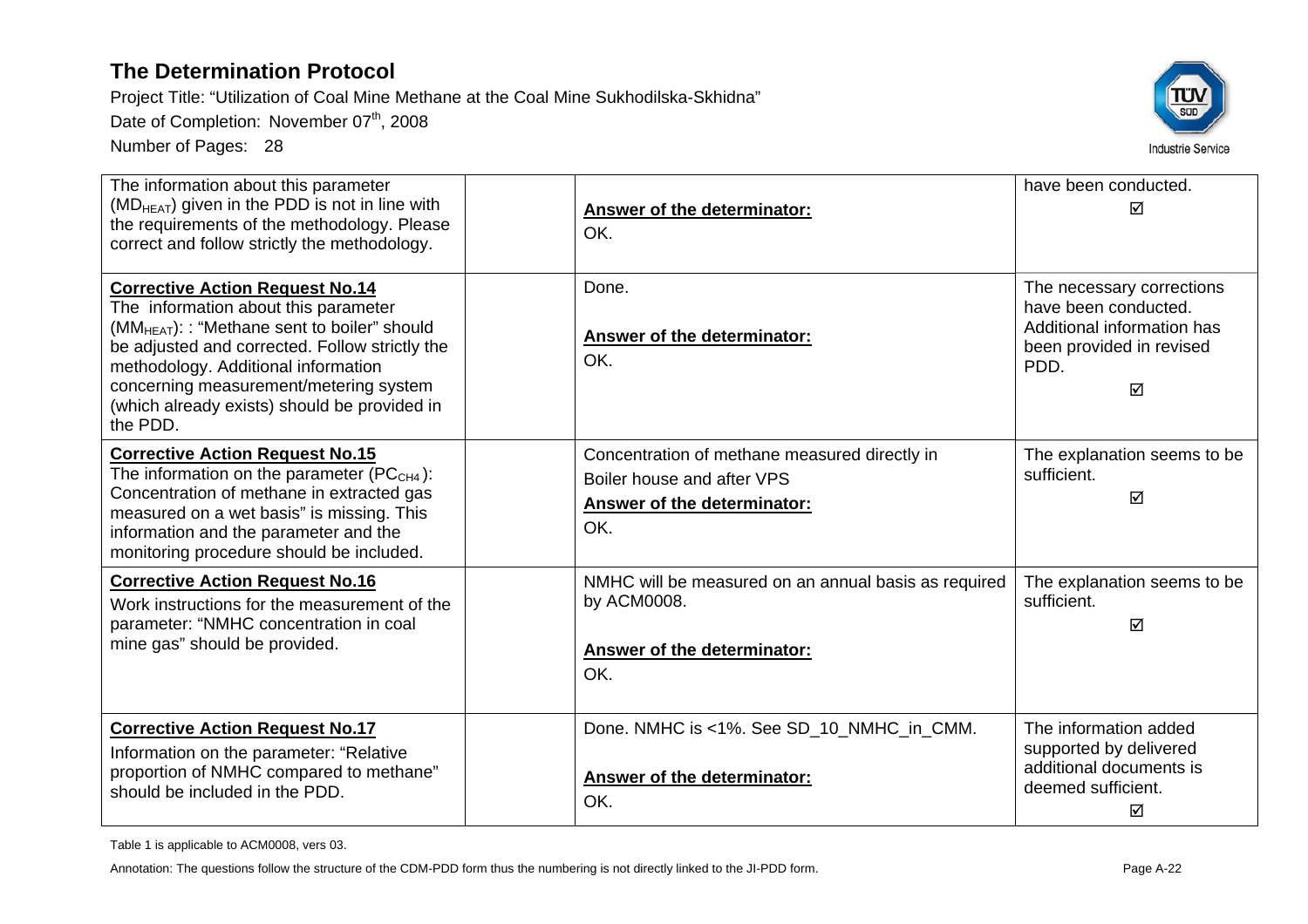| | | | |
|---|---|---|---|
| The information about this parameter ($MD_{HEAT}$) given in the PDD is not in line with the requirements of the methodology. Please correct and follow strictly the methodology. | | **Answer of the determinator:**<br>OK. | have been conducted.<br>☑ |
| **Corrective Action Request No.14**<br>The information about this parameter ($MM_{HEAT}$): : "Methane sent to boiler" should be adjusted and corrected. Follow strictly the methodology. Additional information concerning measurement/metering system (which already exists) should be provided in the PDD. | | Done.<br>**Answer of the determinator:**<br>OK. | The necessary corrections have been conducted. Additional information has been provided in revised PDD.<br>☑ |
| **Corrective Action Request No.15**<br>The information on the parameter ($PC_{CH4}$): Concentration of methane in extracted gas measured on a wet basis" is missing. This information and the parameter and the monitoring procedure should be included. | | Concentration of methane measured directly in Boiler house and after VPS<br>**Answer of the determinator:**<br>OK. | The explanation seems to be sufficient.<br>☑ |
| **Corrective Action Request No.16**<br>Work instructions for the measurement of the parameter: "NMHC concentration in coal mine gas" should be provided. | | NMHC will be measured on an annual basis as required by ACM0008.<br>**Answer of the determinator:**<br>OK. | The explanation seems to be sufficient.<br>☑ |
| **Corrective Action Request No.17**<br>Information on the parameter: "Relative proportion of NMHC compared to methane" should be included in the PDD. | | Done. NMHC is <1%. See SD_10_NMHC_in_CMM.<br>**Answer of the determinator:**<br>OK. | The information added supported by delivered additional documents is deemed sufficient.<br>☑ |

Table 1 is applicable to ACM0008, vers 03.

Annotation: The questions follow the structure of the CDM-PDD form thus the numbering is not directly linked to the JI-PDD form.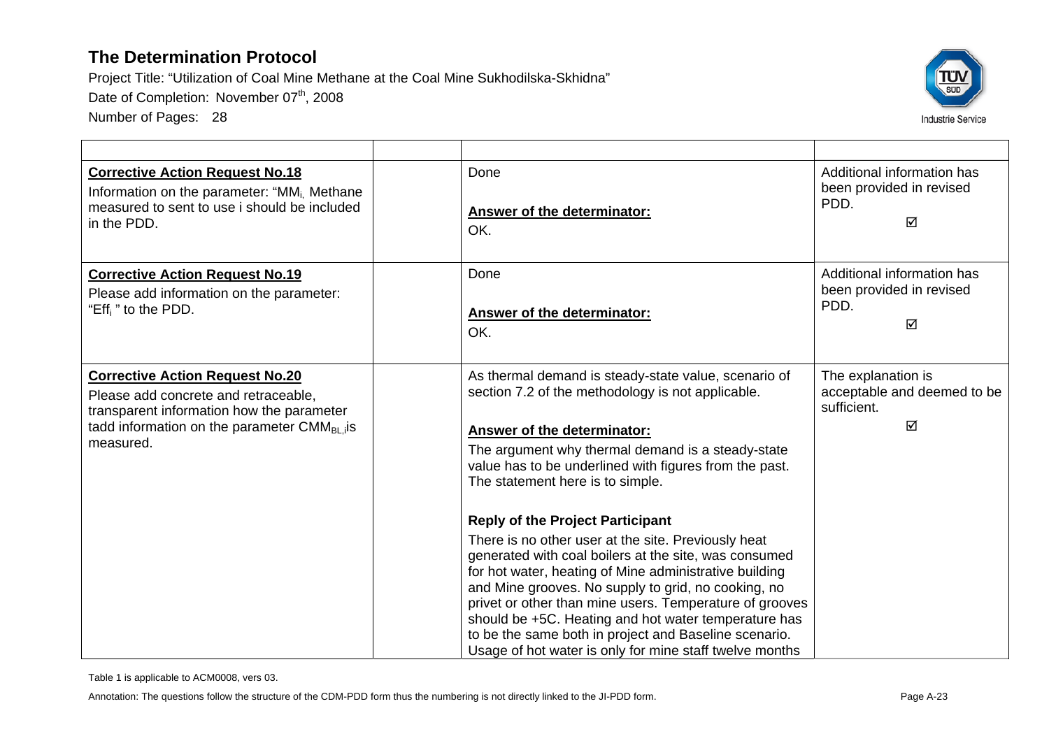| | | | |
|---|---|---|---|
| **Corrective Action Request No.18** Information on the parameter: "$MM_i$, Methane measured to sent to use i should be included in the PDD. | | Done<br><br>**Answer of the determinator:**<br>OK. | Additional information has been provided in revised PDD.<br>☑ |
| **Corrective Action Request No.19** Please add information on the parameter: "$Eff_i$ " to the PDD. | | Done<br><br>**Answer of the determinator:**<br>OK. | Additional information has been provided in revised PDD.<br>☑ |
| **Corrective Action Request No.20** Please add concrete and retraceable, transparent information how the parameter tadd information on the parameter $CMM_{BL,i}$is measured. | | As thermal demand is steady-state value, scenario of section 7.2 of the methodology is not applicable.<br><br>**Answer of the determinator:**<br>The argument why thermal demand is a steady-state value has to be underlined with figures from the past. The statement here is to simple.<br><br>**Reply of the Project Participant**<br>There is no other user at the site. Previously heat generated with coal boilers at the site, was consumed for hot water, heating of Mine administrative building and Mine grooves. No supply to grid, no cooking, no privet or other than mine users. Temperature of grooves should be +5C. Heating and hot water temperature has to be the same both in project and Baseline scenario. Usage of hot water is only for mine staff twelve months | The explanation is acceptable and deemed to be sufficient.<br>☑ |

Table 1 is applicable to ACM0008, vers 03.

Annotation: The questions follow the structure of the CDM-PDD form thus the numbering is not directly linked to the JI-PDD form.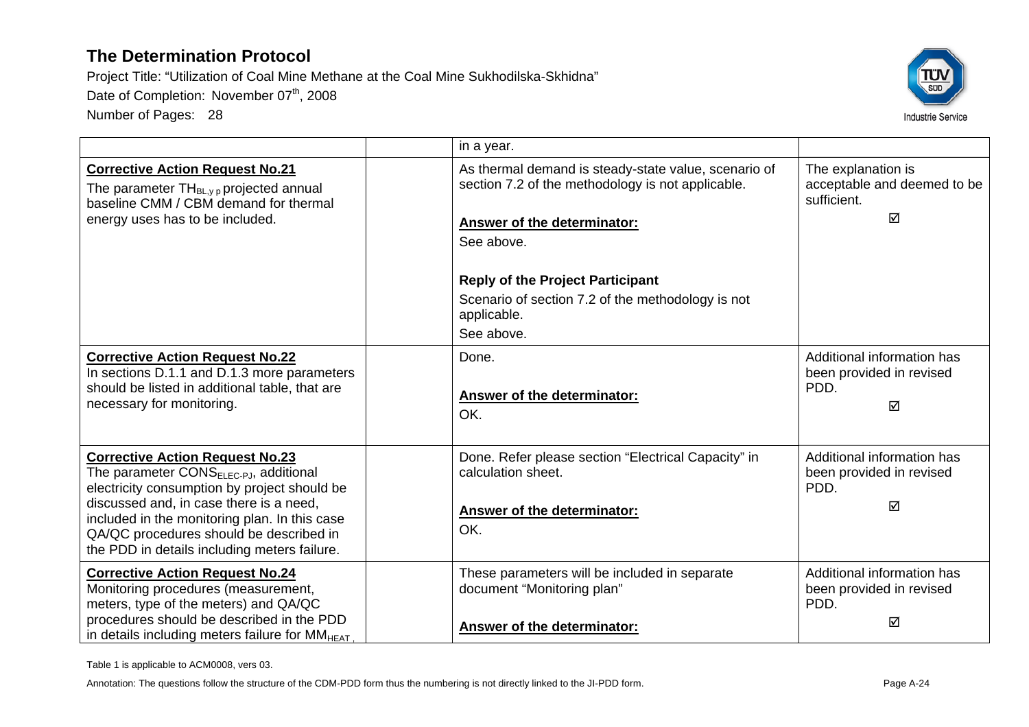# The Determination Protocol

Project Title: "Utilization of Coal Mine Methane at the Coal Mine Sukhodilska-Skhidna"

Date of Completion: November 07th, 2008

Number of Pages: 28

| | | | |
|---|---|---|---|
| | | in a year. | |
| **Corrective Action Request No.21**<br>The parameter $TH_{BL,y\ p}$ projected annual baseline CMM / CBM demand for thermal energy uses has to be included. | | As thermal demand is steady-state value, scenario of section 7.2 of the methodology is not applicable.<br><br>**Answer of the determinator:**<br>See above.<br><br>**Reply of the Project Participant**<br>Scenario of section 7.2 of the methodology is not applicable.<br>See above. | The explanation is acceptable and deemed to be sufficient.<br>☑ |
| **Corrective Action Request No.22**<br>In sections D.1.1 and D.1.3 more parameters should be listed in additional table, that are necessary for monitoring. | | Done.<br><br>**Answer of the determinator:**<br>OK. | Additional information has been provided in revised PDD.<br>☑ |
| **Corrective Action Request No.23**<br>The parameter $CONS_{ELEC\text{-}PJ}$, additional electricity consumption by project should be discussed and, in case there is a need, included in the monitoring plan. In this case QA/QC procedures should be described in the PDD in details including meters failure. | | Done. Refer please section "Electrical Capacity" in calculation sheet.<br><br>**Answer of the determinator:**<br>OK. | Additional information has been provided in revised PDD.<br>☑ |
| **Corrective Action Request No.24**<br>Monitoring procedures (measurement, meters, type of the meters) and QA/QC procedures should be described in the PDD in details including meters failure for $MM_{HEAT}$, | | These parameters will be included in separate document "Monitoring plan"<br><br>**Answer of the determinator:** | Additional information has been provided in revised PDD.<br>☑ |

Table 1 is applicable to ACM0008, vers 03.

Annotation: The questions follow the structure of the CDM-PDD form thus the numbering is not directly linked to the JI-PDD form.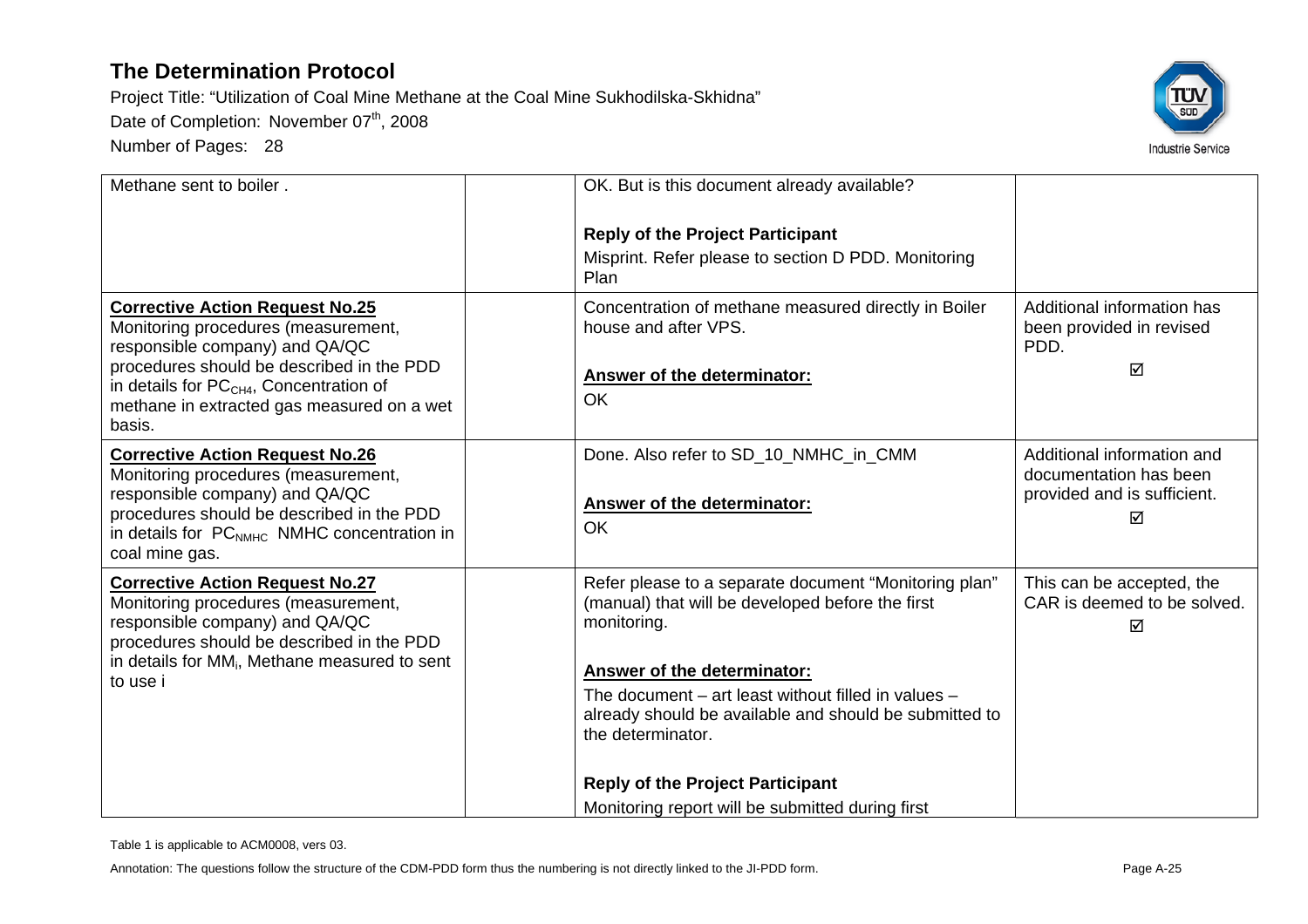| | | | |
|---|---|---|---|
| Methane sent to boiler . | | OK. But is this document already available?<br><br>**Reply of the Project Participant**<br>Misprint. Refer please to section D PDD. Monitoring Plan | |
| **Corrective Action Request No.25**<br>Monitoring procedures (measurement, responsible company) and QA/QC procedures should be described in the PDD in details for $PC_{CH4}$, Concentration of methane in extracted gas measured on a wet basis. | | Concentration of methane measured directly in Boiler house and after VPS.<br><br>**Answer of the determinator:**<br>OK | Additional information has been provided in revised PDD.<br>☑ |
| **Corrective Action Request No.26**<br>Monitoring procedures (measurement, responsible company) and QA/QC procedures should be described in the PDD in details for $PC_{NMHC}$ NMHC concentration in coal mine gas. | | Done. Also refer to SD_10_NMHC_in_CMM<br><br>**Answer of the determinator:**<br>OK | Additional information and documentation has been provided and is sufficient.<br>☑ |
| **Corrective Action Request No.27**<br>Monitoring procedures (measurement, responsible company) and QA/QC procedures should be described in the PDD in details for $MM_i$, Methane measured to sent to use i | | Refer please to a separate document "Monitoring plan" (manual) that will be developed before the first monitoring.<br><br>**Answer of the determinator:**<br>The document – art least without filled in values – already should be available and should be submitted to the determinator.<br><br>**Reply of the Project Participant**<br>Monitoring report will be submitted during first | This can be accepted, the CAR is deemed to be solved.<br>☑ |

Table 1 is applicable to ACM0008, vers 03.

Annotation: The questions follow the structure of the CDM-PDD form thus the numbering is not directly linked to the JI-PDD form.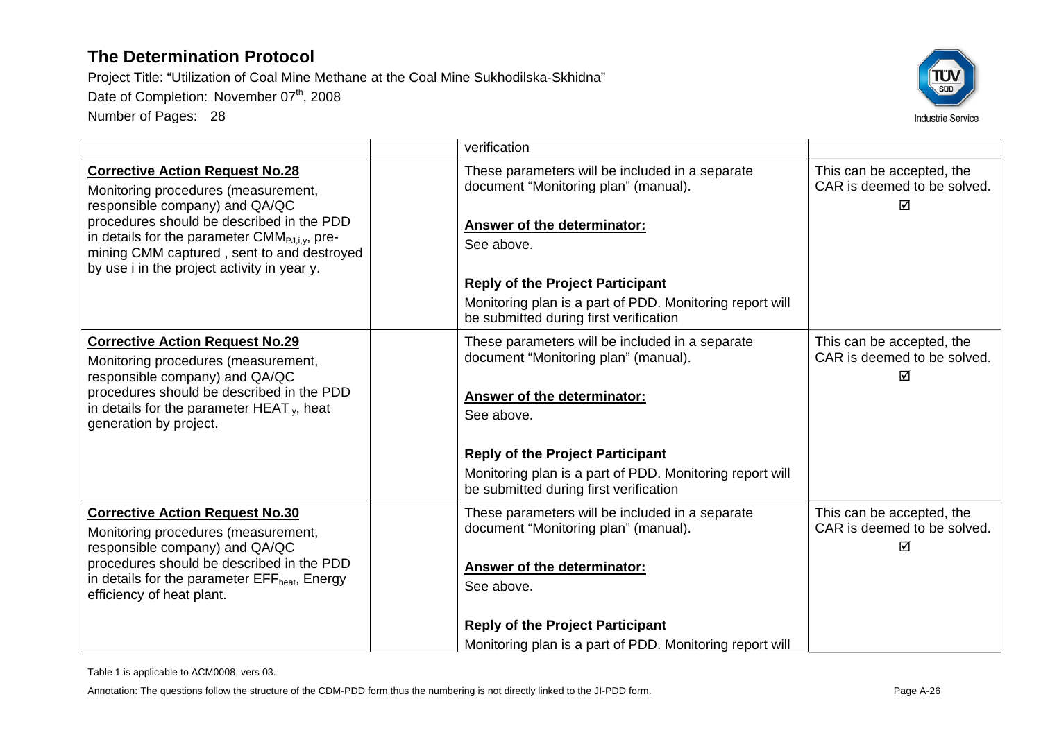| | | | |
|---|---|---|---|
| | | verification | |
| **Corrective Action Request No.28**<br>Monitoring procedures (measurement, responsible company) and QA/QC procedures should be described in the PDD in details for the parameter $CMM_{PJ,i,y}$, pre-mining CMM captured , sent to and destroyed by use i in the project activity in year y. | | These parameters will be included in a separate document "Monitoring plan" (manual).<br><br>**Answer of the determinator:**<br>See above.<br><br>**Reply of the Project Participant**<br>Monitoring plan is a part of PDD. Monitoring report will be submitted during first verification | This can be accepted, the CAR is deemed to be solved. ☑ |
| **Corrective Action Request No.29**<br>Monitoring procedures (measurement, responsible company) and QA/QC procedures should be described in the PDD in details for the parameter $HEAT_y$, heat generation by project. | | These parameters will be included in a separate document "Monitoring plan" (manual).<br><br>**Answer of the determinator:**<br>See above.<br><br>**Reply of the Project Participant**<br>Monitoring plan is a part of PDD. Monitoring report will be submitted during first verification | This can be accepted, the CAR is deemed to be solved. ☑ |
| **Corrective Action Request No.30**<br>Monitoring procedures (measurement, responsible company) and QA/QC procedures should be described in the PDD in details for the parameter $EFF_{heat}$, Energy efficiency of heat plant. | | These parameters will be included in a separate document "Monitoring plan" (manual).<br><br>**Answer of the determinator:**<br>See above.<br><br>**Reply of the Project Participant**<br>Monitoring plan is a part of PDD. Monitoring report will | This can be accepted, the CAR is deemed to be solved. ☑ |

Table 1 is applicable to ACM0008, vers 03.

Annotation: The questions follow the structure of the CDM-PDD form thus the numbering is not directly linked to the JI-PDD form.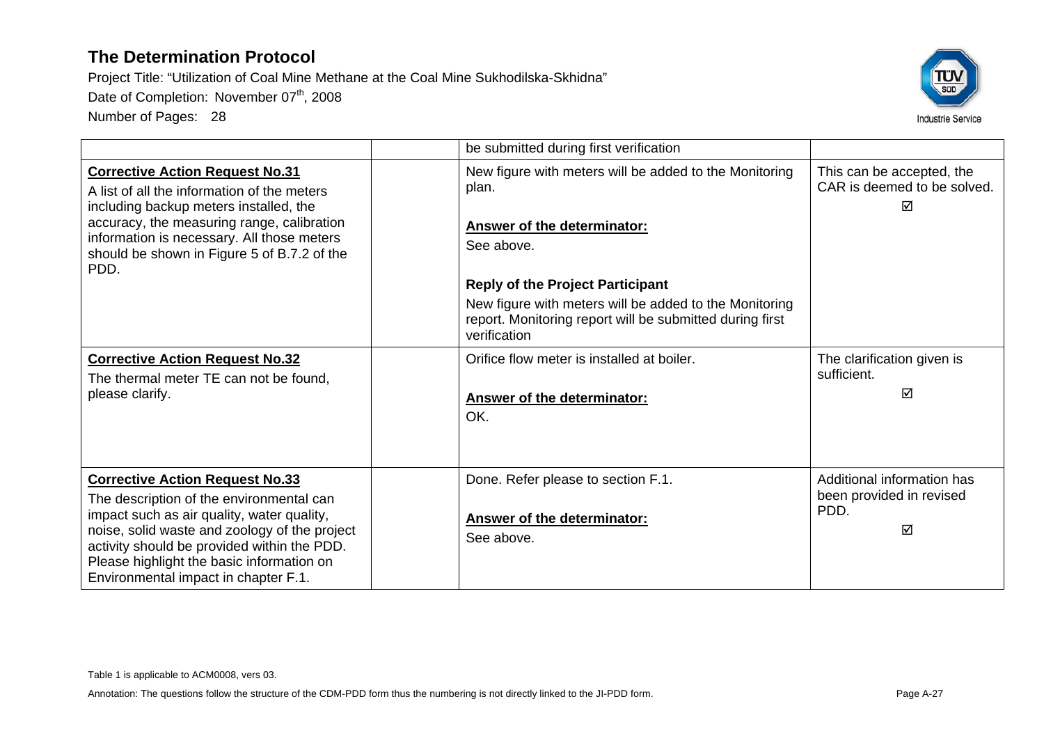| | | | |
|---|---|---|---|
| | | be submitted during first verification | |
| **Corrective Action Request No.31**<br>A list of all the information of the meters including backup meters installed, the accuracy, the measuring range, calibration information is necessary. All those meters should be shown in Figure 5 of B.7.2 of the PDD. | | New figure with meters will be added to the Monitoring plan.<br><br>**Answer of the determinator:**<br>See above.<br><br>**Reply of the Project Participant**<br>New figure with meters will be added to the Monitoring report. Monitoring report will be submitted during first verification | This can be accepted, the CAR is deemed to be solved.<br>☑ |
| **Corrective Action Request No.32**<br>The thermal meter TE can not be found, please clarify. | | Orifice flow meter is installed at boiler.<br><br>**Answer of the determinator:**<br>OK. | The clarification given is sufficient.<br>☑ |
| **Corrective Action Request No.33**<br>The description of the environmental can impact such as air quality, water quality, noise, solid waste and zoology of the project activity should be provided within the PDD. Please highlight the basic information on Environmental impact in chapter F.1. | | Done. Refer please to section F.1.<br><br>**Answer of the determinator:**<br>See above. | Additional information has been provided in revised PDD.<br>☑ |

Table 1 is applicable to ACM0008, vers 03.

Annotation: The questions follow the structure of the CDM-PDD form thus the numbering is not directly linked to the JI-PDD form.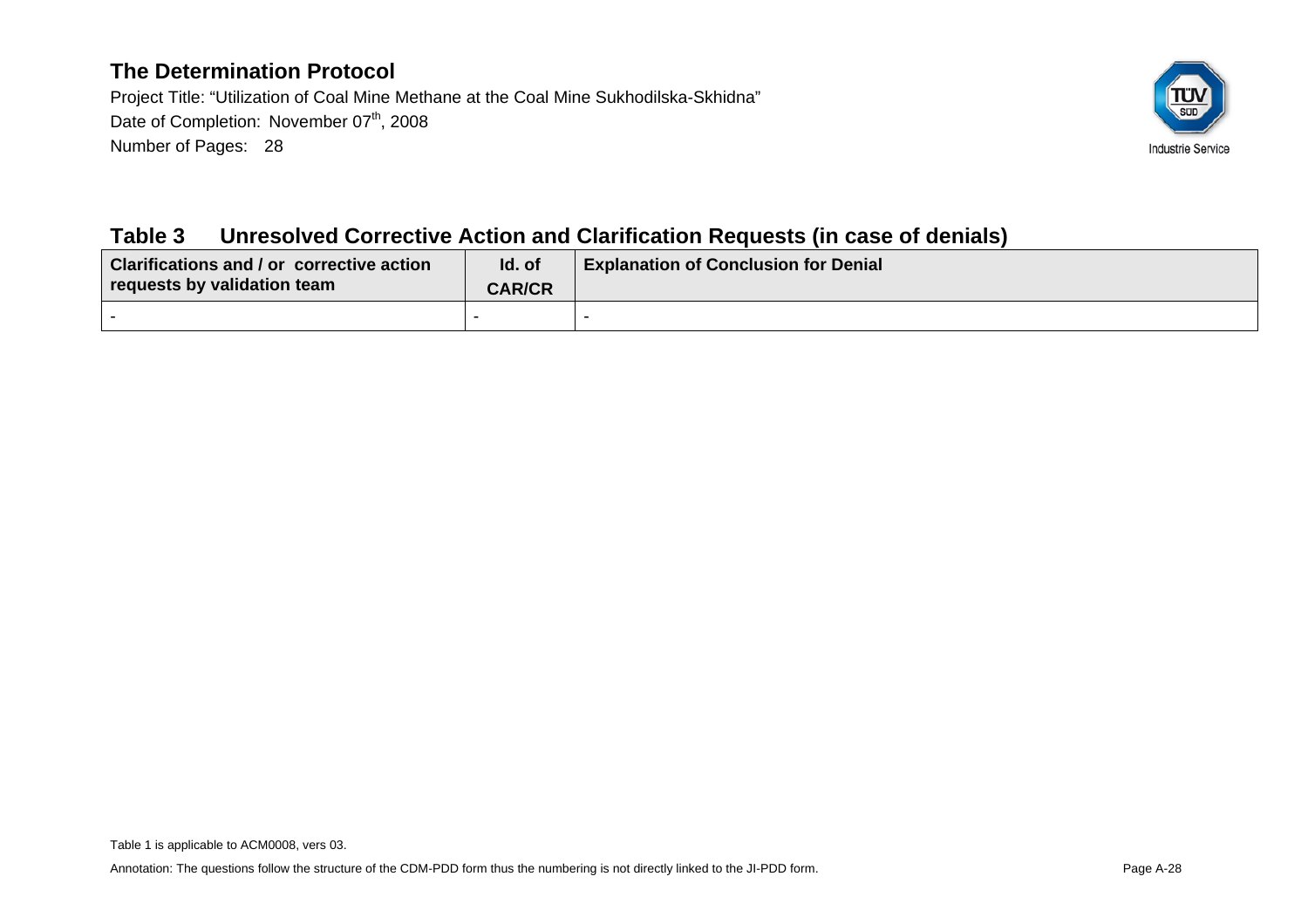## Table 3 Unresolved Corrective Action and Clarification Requests (in case of denials)

| Clarifications and / or corrective action requests by validation team | Id. of CAR/CR | Explanation of Conclusion for Denial |
|---|---|---|
| - | - | - |

Table 1 is applicable to ACM0008, vers 03.

Annotation: The questions follow the structure of the CDM-PDD form thus the numbering is not directly linked to the JI-PDD form.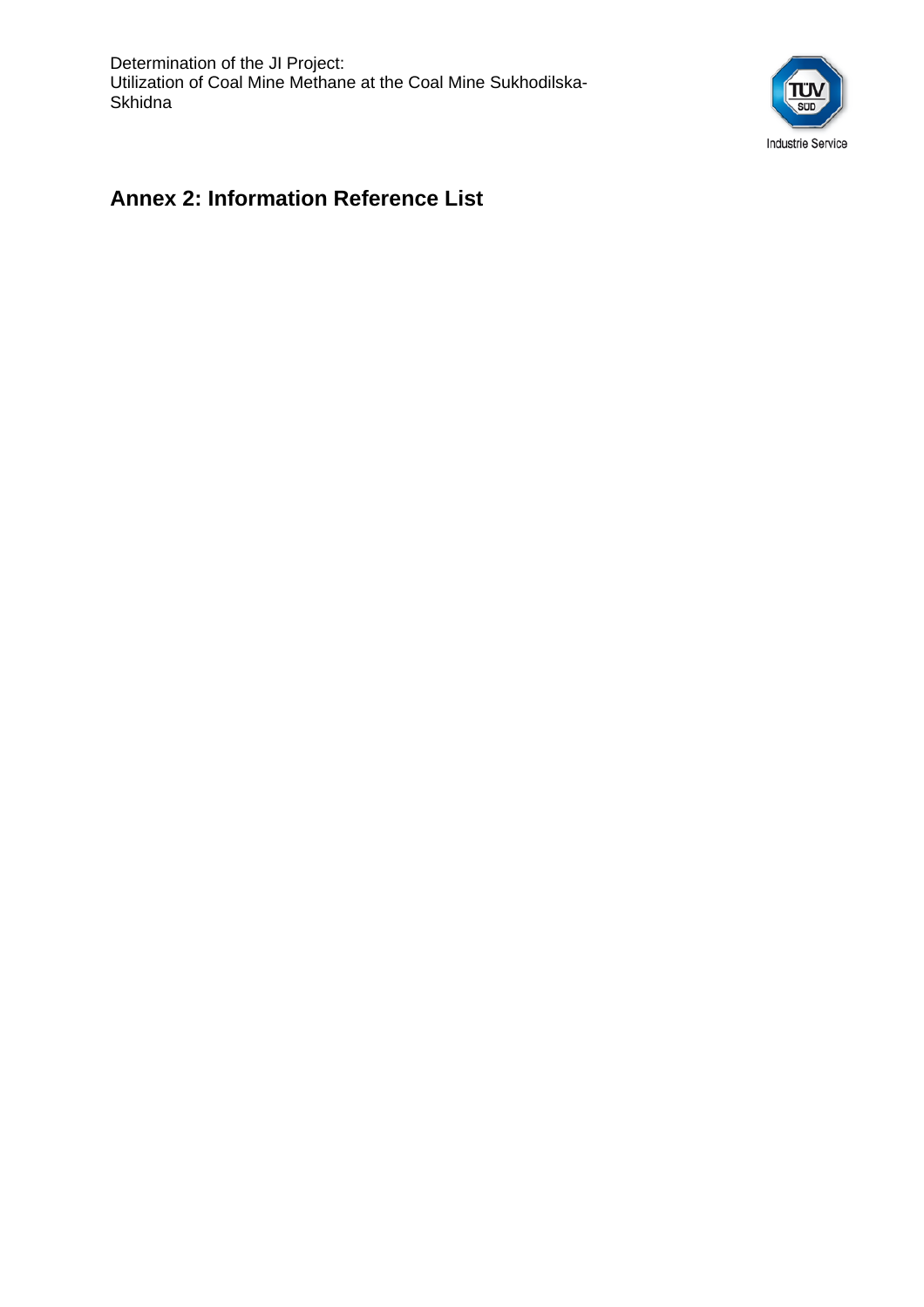## Annex 2: Information Reference List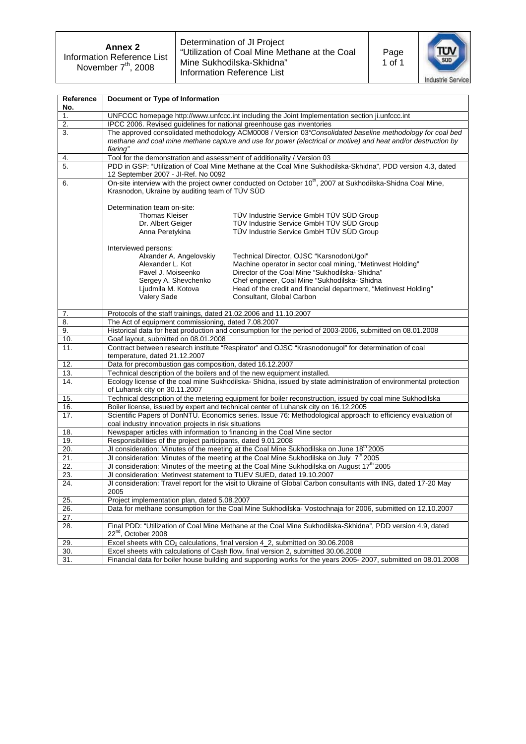**Annex 2**
Information Reference List
November 7th, 2008

Determination of JI Project "Utilization of Coal Mine Methane at the Coal Mine Sukhodilska-Skhidna" Information Reference List

| Reference No. | Document or Type of Information |
|---|---|
| 1. | UNFCCC homepage http://www.unfccc.int including the Joint Implementation section ji.unfccc.int |
| 2. | IPCC 2006. Revised guidelines for national greenhouse gas inventories |
| 3. | The approved consolidated methodology ACM0008 / Version 03*"Consolidated baseline methodology for coal bed methane and coal mine methane capture and use for power (electrical or motive) and heat and/or destruction by flaring"* |
| 4. | Tool for the demonstration and assessment of additionality / Version 03 |
| 5. | PDD in GSP: "Utilization of Coal Mine Methane at the Coal Mine Sukhodilska-Skhidna", PDD version 4.3, dated 12 September 2007 - JI-Ref. No 0092 |
| 6. | On-site interview with the project owner conducted on October 10th, 2007 at Sukhodilska-Shidna Coal Mine, Krasnodon, Ukraine by auditing team of TÜV SÜD<br><br>Determination team on-site:<br>Thomas Kleiser – TÜV Industrie Service GmbH TÜV SÜD Group<br>Dr. Albert Geiger – TÜV Industrie Service GmbH TÜV SÜD Group<br>Anna Peretykina – TÜV Industrie Service GmbH TÜV SÜD Group<br><br>Interviewed persons:<br>Alxander A. Angelovskiy – Technical Director, OJSC "KarsnodonUgol"<br>Alexander L. Kot – Machine operator in sector coal mining, "Metinvest Holding"<br>Pavel J. Moiseenko – Director of the Coal Mine "Sukhodilska- Shidna"<br>Sergey A. Shevchenko – Chef engineer, Coal Mine "Sukhodilska- Shidna<br>Ljudmila M. Kotova – Head of the credit and financial department, "Metinvest Holding"<br>Valery Sade – Consultant, Global Carbon |
| 7. | Protocols of the staff trainings, dated 21.02.2006 and 11.10.2007 |
| 8. | The Act of equipment commissioning, dated 7.08.2007 |
| 9. | Historical data for heat production and consumption for the period of 2003-2006, submitted on 08.01.2008 |
| 10. | Goaf layout, submitted on 08.01.2008 |
| 11. | Contract between research institute "Respirator" and OJSC "Krasnodonugol" for determination of coal temperature, dated 21.12.2007 |
| 12. | Data for precombustion gas composition, dated 16.12.2007 |
| 13. | Technical description of the boilers and of the new equipment installed. |
| 14. | Ecology license of the coal mine Sukhodilska- Shidna, issued by state administration of environmental protection of Luhansk city on 30.11.2007 |
| 15. | Technical description of the metering equipment for boiler reconstruction, issued by coal mine Sukhodilska |
| 16. | Boiler license, issued by expert and technical center of Luhansk city on 16.12.2005 |
| 17. | Scientific Papers of DonNTU. Economics series. Issue 76: Methodological approach to efficiency evaluation of coal industry innovation projects in risk situations |
| 18. | Newspaper articles with information to financing in the Coal Mine sector |
| 19. | Responsibilities of the project participants, dated 9.01.2008 |
| 20. | JI consideration: Minutes of the meeting at the Coal Mine Sukhodilska on June 18th 2005 |
| 21. | JI consideration: Minutes of the meeting at the Coal Mine Sukhodilska on July 7th 2005 |
| 22. | JI consideration: Minutes of the meeting at the Coal Mine Sukhodilska on August 17th 2005 |
| 23. | JI consideration: Metinvest statement to TUEV SUED, dated 19.10.2007 |
| 24. | JI consideration: Travel report for the visit to Ukraine of Global Carbon consultants with ING, dated 17-20 May 2005 |
| 25. | Project implementation plan, dated 5.08.2007 |
| 26. | Data for methane consumption for the Coal Mine Sukhodilska- Vostochnaja for 2006, submitted on 12.10.2007 |
| 27. | |
| 28. | Final PDD: "Utilization of Coal Mine Methane at the Coal Mine Sukhodilska-Skhidna", PDD version 4.9, dated 22nd, October 2008 |
| 29. | Excel sheets with $CO_2$ calculations, final version 4_2, submitted on 30.06.2008 |
| 30. | Excel sheets with calculations of Cash flow, final version 2, submitted 30.06.2008 |
| 31. | Financial data for boiler house building and supporting works for the years 2005- 2007, submitted on 08.01.2008 |